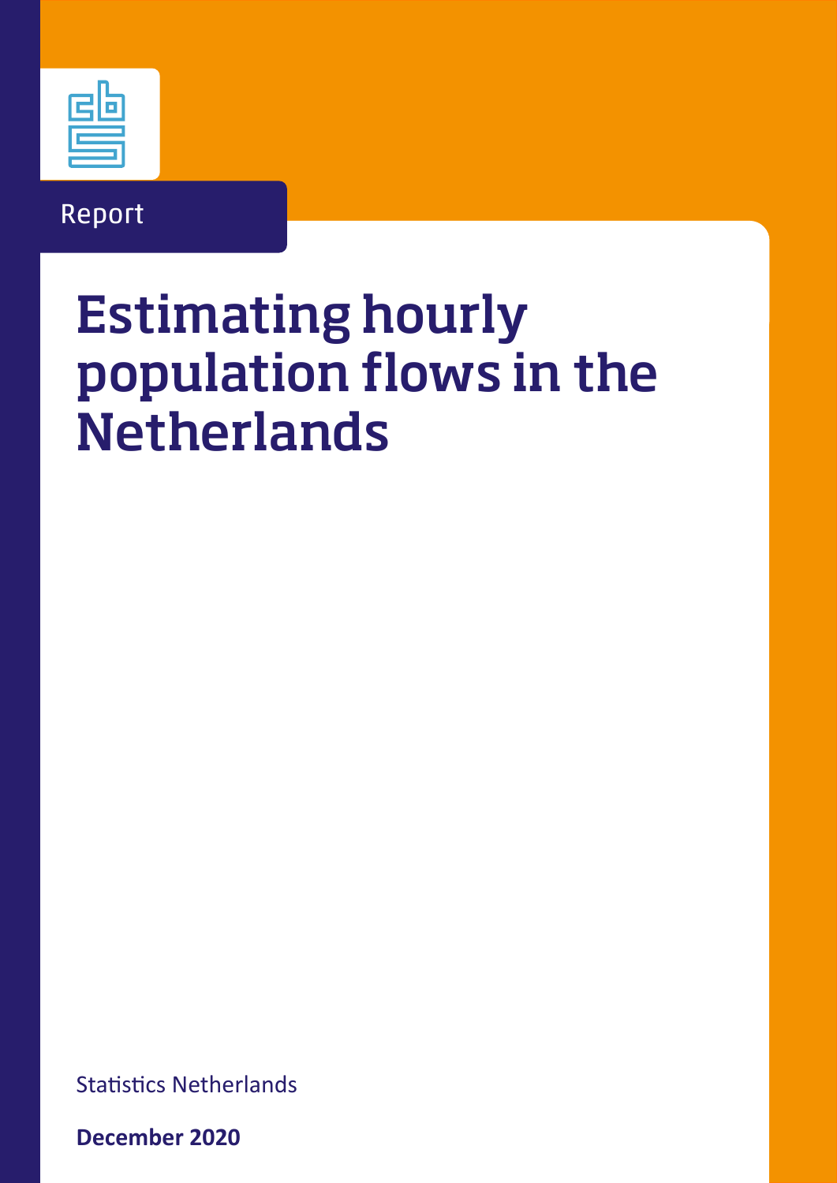Report

# Estimating hourly population flows in the Netherlands

Statistics Netherlands

**December 2020**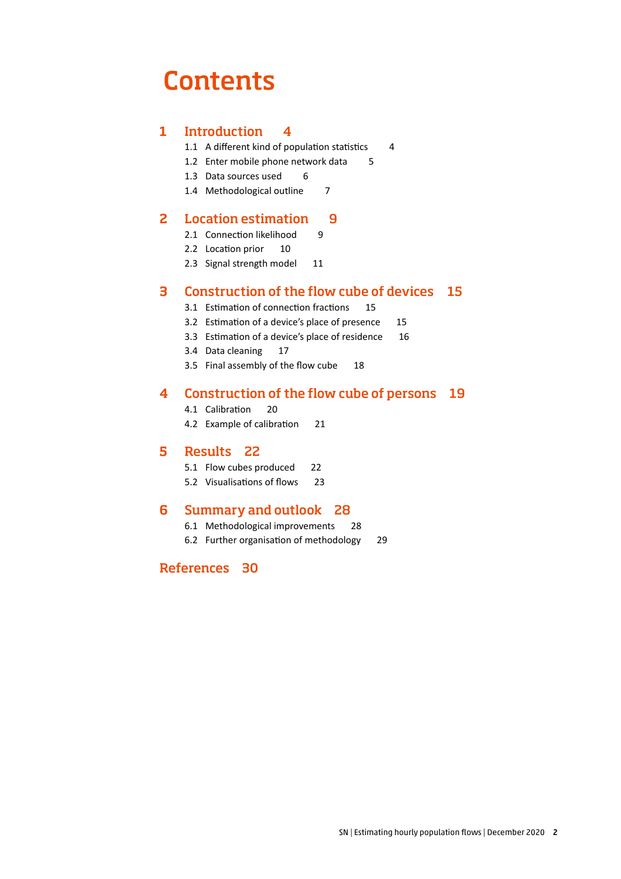# Contents

## 1 Introduction 4

- 1.1 A different kind of population statistics 4
- 1.2 Enter mobile phone network data 5
- 1.3 Data sources used 6
- 1.4 Methodological outline 7

## 2 Location estimation 9

- 2.1 Connection likelihood 9
- 2.2 Location prior 10
- 2.3 Signal strength model 11

## 3 Construction of the flow cube of devices 15

- 3.1 Estimation of connection fractions 15
- 3.2 Estimation of a device's place of presence 15
- 3.3 Estimation of a device's place of residence 16
- 3.4 Data cleaning 17
- 3.5 Final assembly of the flow cube 18

## 4 Construction of the flow cube of persons 19

- 4.1 Calibration 20
- 4.2 Example of calibration 21

## 5 Results 22

- 5.1 Flow cubes produced 22
- 5.2 Visualisations of flows 23

## 6 Summary and outlook 28

- 6.1 Methodological improvements 28
- 6.2 Further organisation of methodology 29

## References 30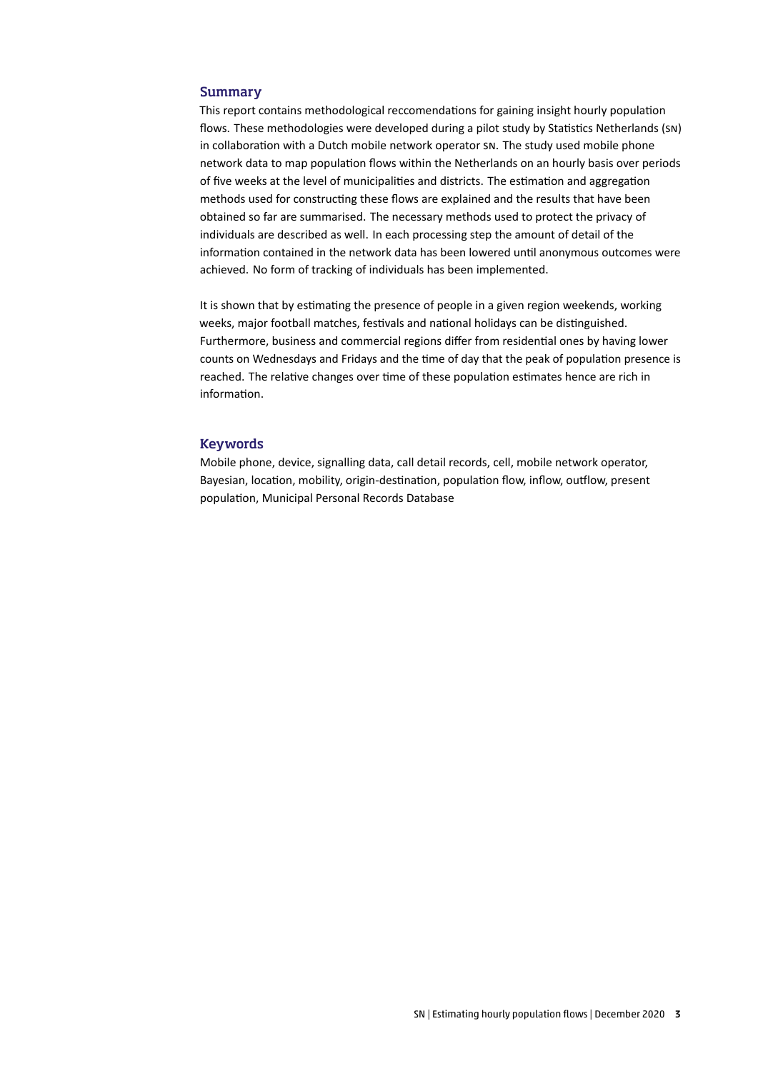## Summary

This report contains methodological reccomendations for gaining insight hourly population flows. These methodologies were developed during a pilot study by Statistics Netherlands (SN) in collaboration with a Dutch mobile network operator SN. The study used mobile phone network data to map population flows within the Netherlands on an hourly basis over periods of five weeks at the level of municipalities and districts. The estimation and aggregation methods used for constructing these flows are explained and the results that have been obtained so far are summarised. The necessary methods used to protect the privacy of individuals are described as well. In each processing step the amount of detail of the information contained in the network data has been lowered until anonymous outcomes were achieved. No form of tracking of individuals has been implemented.

It is shown that by estimating the presence of people in a given region weekends, working weeks, major football matches, festivals and national holidays can be distinguished. Furthermore, business and commercial regions differ from residential ones by having lower counts on Wednesdays and Fridays and the time of day that the peak of population presence is reached. The relative changes over time of these population estimates hence are rich in information.

## Keywords

Mobile phone, device, signalling data, call detail records, cell, mobile network operator, Bayesian, location, mobility, origin-destination, population flow, inflow, outflow, present population, Municipal Personal Records Database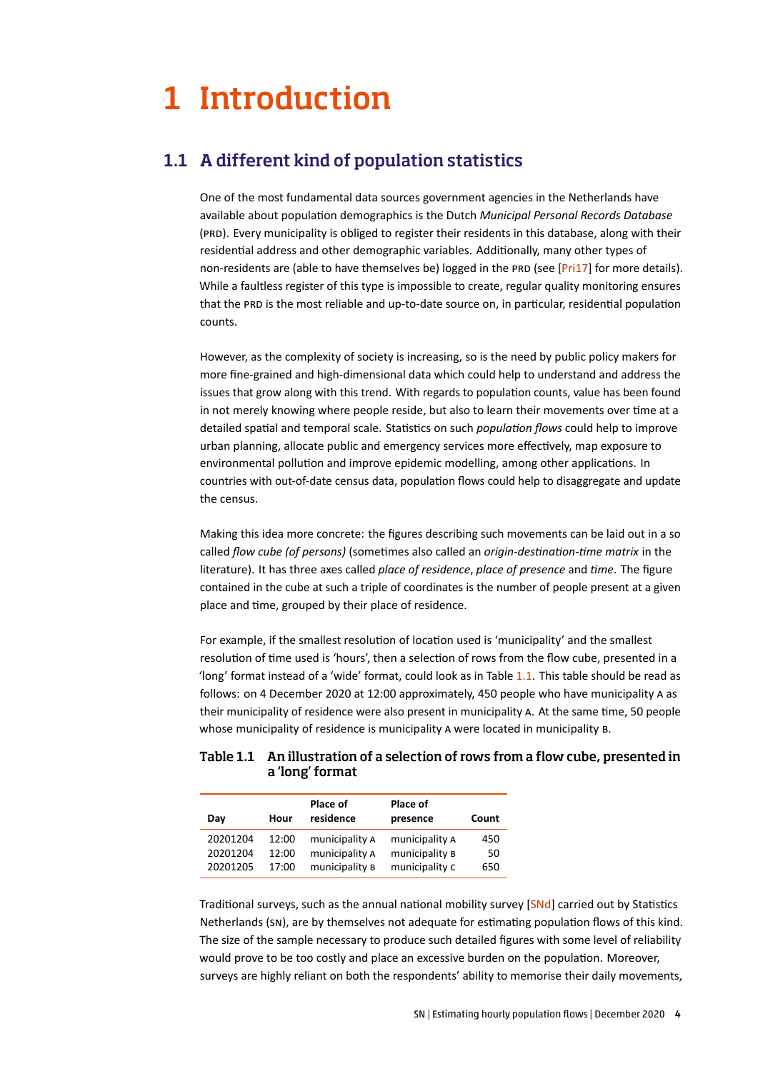# 1 Introduction

## 1.1 A different kind of population statistics

One of the most fundamental data sources government agencies in the Netherlands have available about population demographics is the Dutch *Municipal Personal Records Database* (PRD). Every municipality is obliged to register their residents in this database, along with their residential address and other demographic variables. Additionally, many other types of non-residents are (able to have themselves be) logged in the PRD (see [Pri17] for more details). While a faultless register of this type is impossible to create, regular quality monitoring ensures that the PRD is the most reliable and up-to-date source on, in particular, residential population counts.

However, as the complexity of society is increasing, so is the need by public policy makers for more fine-grained and high-dimensional data which could help to understand and address the issues that grow along with this trend. With regards to population counts, value has been found in not merely knowing where people reside, but also to learn their movements over time at a detailed spatial and temporal scale. Statistics on such *population flows* could help to improve urban planning, allocate public and emergency services more effectively, map exposure to environmental pollution and improve epidemic modelling, among other applications. In countries with out-of-date census data, population flows could help to disaggregate and update the census.

Making this idea more concrete: the figures describing such movements can be laid out in a so called *flow cube (of persons)* (sometimes also called an *origin-destination-time matrix* in the literature). It has three axes called *place of residence*, *place of presence* and *time*. The figure contained in the cube at such a triple of coordinates is the number of people present at a given place and time, grouped by their place of residence.

For example, if the smallest resolution of location used is 'municipality' and the smallest resolution of time used is 'hours', then a selection of rows from the flow cube, presented in a 'long' format instead of a 'wide' format, could look as in Table 1.1. This table should be read as follows: on 4 December 2020 at 12:00 approximately, 450 people who have municipality A as their municipality of residence were also present in municipality A. At the same time, 50 people whose municipality of residence is municipality A were located in municipality B.

**Table 1.1 An illustration of a selection of rows from a flow cube, presented in a 'long' format**

| Day | Hour | Place of residence | Place of presence | Count |
|---|---|---|---|---|
| 20201204 | 12:00 | municipality A | municipality A | 450 |
| 20201204 | 12:00 | municipality A | municipality B | 50 |
| 20201205 | 17:00 | municipality B | municipality C | 650 |

Traditional surveys, such as the annual national mobility survey [SNd] carried out by Statistics Netherlands (SN), are by themselves not adequate for estimating population flows of this kind. The size of the sample necessary to produce such detailed figures with some level of reliability would prove to be too costly and place an excessive burden on the population. Moreover, surveys are highly reliant on both the respondents' ability to memorise their daily movements,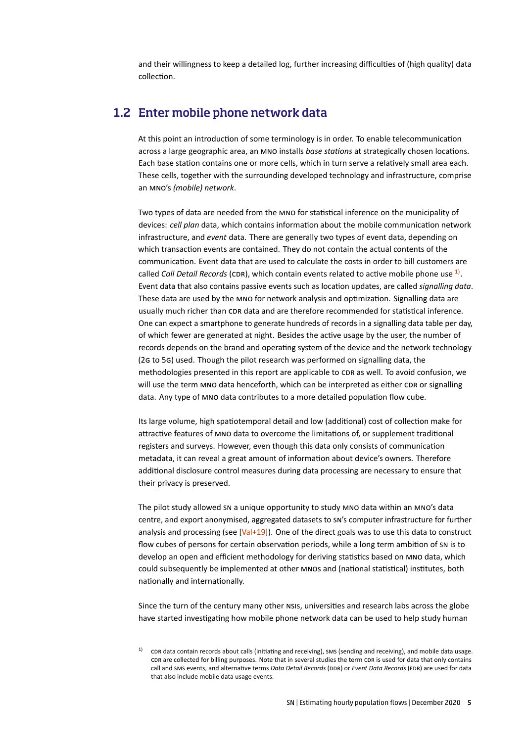and their willingness to keep a detailed log, further increasing difficulties of (high quality) data collection.

## 1.2 Enter mobile phone network data

At this point an introduction of some terminology is in order. To enable telecommunication across a large geographic area, an MNO installs *base stations* at strategically chosen locations. Each base station contains one or more cells, which in turn serve a relatively small area each. These cells, together with the surrounding developed technology and infrastructure, comprise an MNO's *(mobile) network*.

Two types of data are needed from the MNO for statistical inference on the municipality of devices: *cell plan* data, which contains information about the mobile communication network infrastructure, and *event* data. There are generally two types of event data, depending on which transaction events are contained. They do not contain the actual contents of the communication. Event data that are used to calculate the costs in order to bill customers are called *Call Detail Records* (CDR), which contain events related to active mobile phone use [1]. Event data that also contains passive events such as location updates, are called *signalling data*. These data are used by the MNO for network analysis and optimization. Signalling data are usually much richer than CDR data and are therefore recommended for statistical inference. One can expect a smartphone to generate hundreds of records in a signalling data table per day, of which fewer are generated at night. Besides the active usage by the user, the number of records depends on the brand and operating system of the device and the network technology (2G to 5G) used. Though the pilot research was performed on signalling data, the methodologies presented in this report are applicable to CDR as well. To avoid confusion, we will use the term MNO data henceforth, which can be interpreted as either CDR or signalling data. Any type of MNO data contributes to a more detailed population flow cube.

Its large volume, high spatiotemporal detail and low (additional) cost of collection make for attractive features of MNO data to overcome the limitations of, or supplement traditional registers and surveys. However, even though this data only consists of communication metadata, it can reveal a great amount of information about device's owners. Therefore additional disclosure control measures during data processing are necessary to ensure that their privacy is preserved.

The pilot study allowed SN a unique opportunity to study MNO data within an MNO's data centre, and export anonymised, aggregated datasets to SN's computer infrastructure for further analysis and processing (see [Val+19]). One of the direct goals was to use this data to construct flow cubes of persons for certain observation periods, while a long term ambition of SN is to develop an open and efficient methodology for deriving statistics based on MNO data, which could subsequently be implemented at other MNOs and (national statistical) institutes, both nationally and internationally.

Since the turn of the century many other NSIs, universities and research labs across the globe have started investigating how mobile phone network data can be used to help study human

[1] CDR data contain records about calls (initiating and receiving), SMS (sending and receiving), and mobile data usage. CDR are collected for billing purposes. Note that in several studies the term CDR is used for data that only contains call and SMS events, and alternative terms *Data Detail Records* (DDR) or *Event Data Records* (EDR) are used for data that also include mobile data usage events.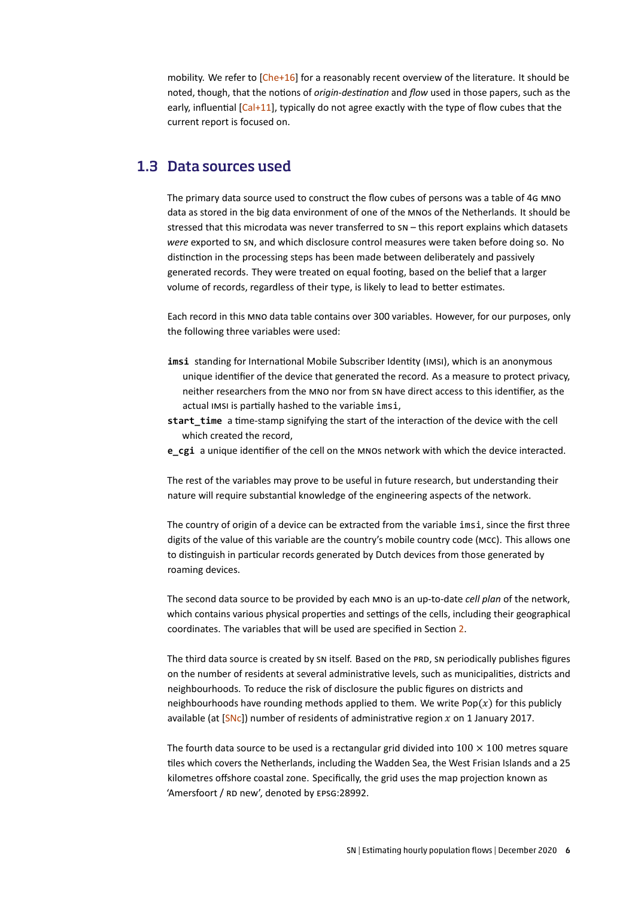mobility. We refer to [Che+16] for a reasonably recent overview of the literature. It should be noted, though, that the notions of *origin-destination* and *flow* used in those papers, such as the early, influential [Cal+11], typically do not agree exactly with the type of flow cubes that the current report is focused on.

## 1.3 Data sources used

The primary data source used to construct the flow cubes of persons was a table of 4G MNO data as stored in the big data environment of one of the MNOs of the Netherlands. It should be stressed that this microdata was never transferred to SN – this report explains which datasets *were* exported to SN, and which disclosure control measures were taken before doing so. No distinction in the processing steps has been made between deliberately and passively generated records. They were treated on equal footing, based on the belief that a larger volume of records, regardless of their type, is likely to lead to better estimates.

Each record in this MNO data table contains over 300 variables. However, for our purposes, only the following three variables were used:

- **imsi** standing for International Mobile Subscriber Identity (IMSI), which is an anonymous unique identifier of the device that generated the record. As a measure to protect privacy, neither researchers from the MNO nor from SN have direct access to this identifier, as the actual IMSI is partially hashed to the variable `imsi`,
- **start_time** a time-stamp signifying the start of the interaction of the device with the cell which created the record,
- **e_cgi** a unique identifier of the cell on the MNOs network with which the device interacted.

The rest of the variables may prove to be useful in future research, but understanding their nature will require substantial knowledge of the engineering aspects of the network.

The country of origin of a device can be extracted from the variable `imsi`, since the first three digits of the value of this variable are the country's mobile country code (MCC). This allows one to distinguish in particular records generated by Dutch devices from those generated by roaming devices.

The second data source to be provided by each MNO is an up-to-date *cell plan* of the network, which contains various physical properties and settings of the cells, including their geographical coordinates. The variables that will be used are specified in Section 2.

The third data source is created by SN itself. Based on the PRD, SN periodically publishes figures on the number of residents at several administrative levels, such as municipalities, districts and neighbourhoods. To reduce the risk of disclosure the public figures on districts and neighbourhoods have rounding methods applied to them. We write $\mathrm{Pop}(x)$ for this publicly available (at [SNc]) number of residents of administrative region $x$ on 1 January 2017.

The fourth data source to be used is a rectangular grid divided into $100 \times 100$ metres square tiles which covers the Netherlands, including the Wadden Sea, the West Frisian Islands and a 25 kilometres offshore coastal zone. Specifically, the grid uses the map projection known as 'Amersfoort / RD new', denoted by EPSG:28992.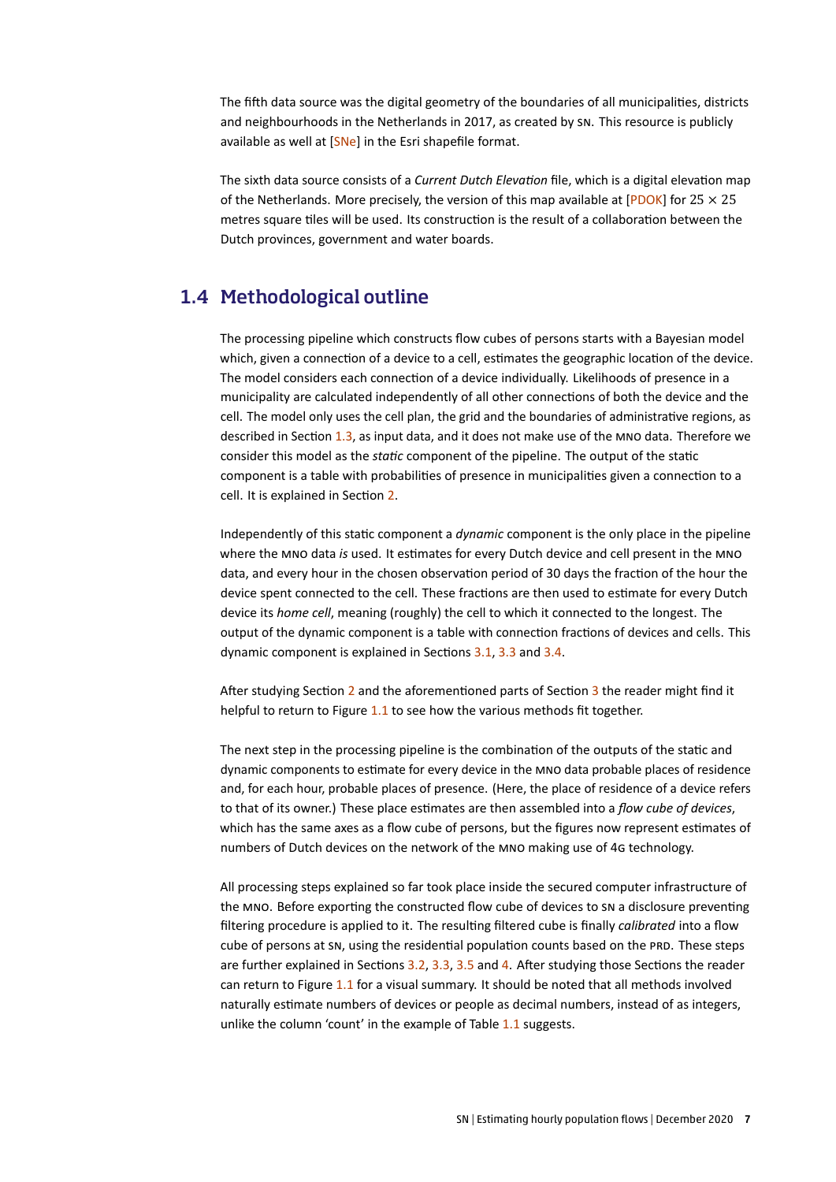The fifth data source was the digital geometry of the boundaries of all municipalities, districts and neighbourhoods in the Netherlands in 2017, as created by SN. This resource is publicly available as well at [SNe] in the Esri shapefile format.

The sixth data source consists of a *Current Dutch Elevation* file, which is a digital elevation map of the Netherlands. More precisely, the version of this map available at [PDOK] for $25 \times 25$ metres square tiles will be used. Its construction is the result of a collaboration between the Dutch provinces, government and water boards.

## 1.4 Methodological outline

The processing pipeline which constructs flow cubes of persons starts with a Bayesian model which, given a connection of a device to a cell, estimates the geographic location of the device. The model considers each connection of a device individually. Likelihoods of presence in a municipality are calculated independently of all other connections of both the device and the cell. The model only uses the cell plan, the grid and the boundaries of administrative regions, as described in Section 1.3, as input data, and it does not make use of the MNO data. Therefore we consider this model as the *static* component of the pipeline. The output of the static component is a table with probabilities of presence in municipalities given a connection to a cell. It is explained in Section 2.

Independently of this static component a *dynamic* component is the only place in the pipeline where the MNO data *is* used. It estimates for every Dutch device and cell present in the MNO data, and every hour in the chosen observation period of 30 days the fraction of the hour the device spent connected to the cell. These fractions are then used to estimate for every Dutch device its *home cell*, meaning (roughly) the cell to which it connected to the longest. The output of the dynamic component is a table with connection fractions of devices and cells. This dynamic component is explained in Sections 3.1, 3.3 and 3.4.

After studying Section 2 and the aforementioned parts of Section 3 the reader might find it helpful to return to Figure 1.1 to see how the various methods fit together.

The next step in the processing pipeline is the combination of the outputs of the static and dynamic components to estimate for every device in the MNO data probable places of residence and, for each hour, probable places of presence. (Here, the place of residence of a device refers to that of its owner.) These place estimates are then assembled into a *flow cube of devices*, which has the same axes as a flow cube of persons, but the figures now represent estimates of numbers of Dutch devices on the network of the MNO making use of 4G technology.

All processing steps explained so far took place inside the secured computer infrastructure of the MNO. Before exporting the constructed flow cube of devices to SN a disclosure preventing filtering procedure is applied to it. The resulting filtered cube is finally *calibrated* into a flow cube of persons at SN, using the residential population counts based on the PRD. These steps are further explained in Sections 3.2, 3.3, 3.5 and 4. After studying those Sections the reader can return to Figure 1.1 for a visual summary. It should be noted that all methods involved naturally estimate numbers of devices or people as decimal numbers, instead of as integers, unlike the column 'count' in the example of Table 1.1 suggests.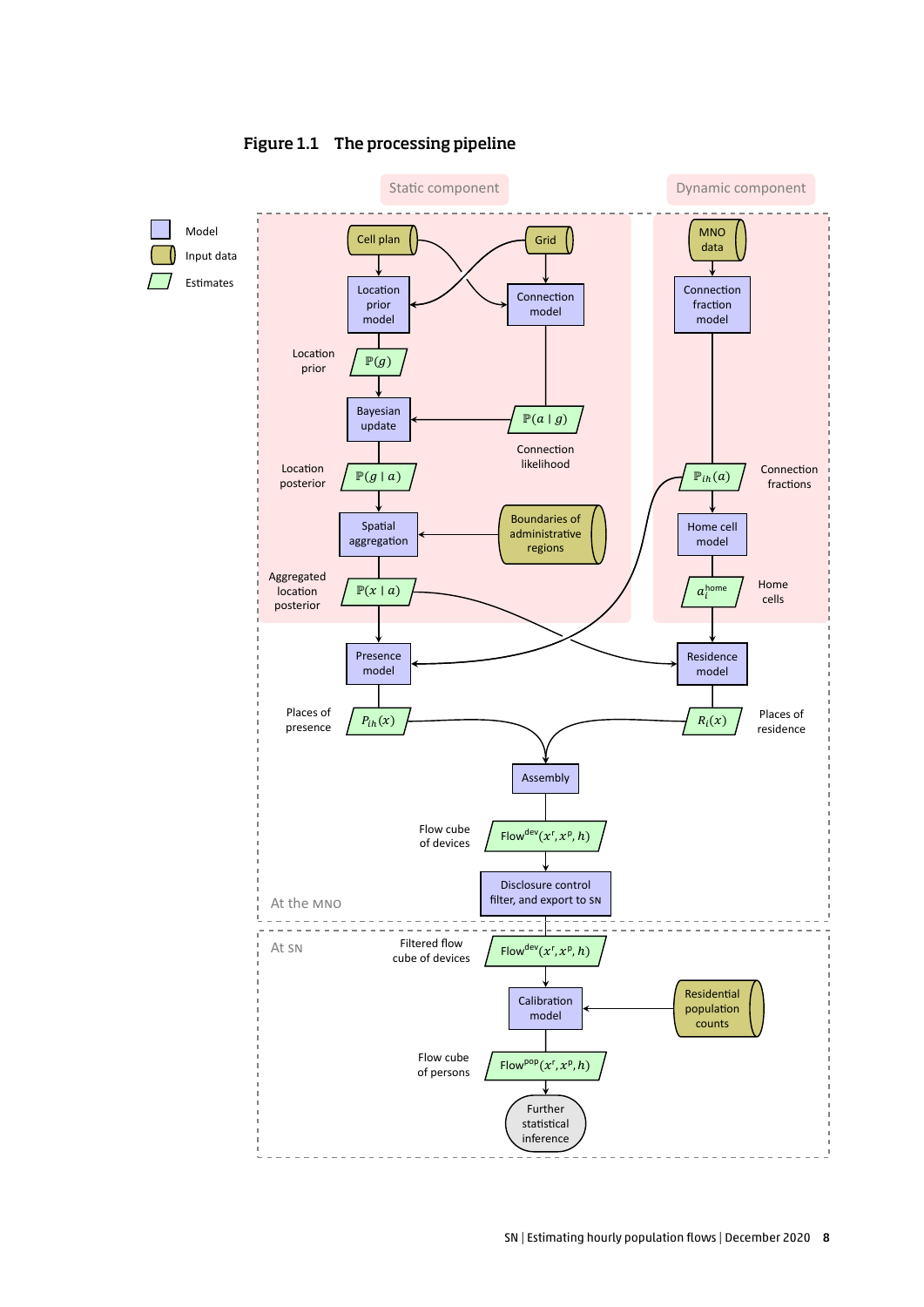**Figure 1.1 The processing pipeline**

Static component

Dynamic component

Model

Input data

Estimates

Cell plan

Grid

MNO data

Location prior model

Connection model

Connection fraction model

Location prior

$\mathbb{P}(g)$

Bayesian update

$\mathbb{P}(a \mid g)$

Connection likelihood

Location posterior

$\mathbb{P}(g \mid a)$

$\mathbb{P}_{ih}(a)$

Connection fractions

Spatial aggregation

Boundaries of administrative regions

Home cell model

Aggregated location posterior

$\mathbb{P}(x \mid a)$

$a_i^{\text{home}}$

Home cells

Presence model

Residence model

Places of presence

$P_{ih}(x)$

$R_i(x)$

Places of residence

Assembly

Flow cube of devices

$\text{Flow}^{\text{dev}}(x^{\text{r}}, x^{\text{p}}, h)$

At the MNO

Disclosure control filter, and export to SN

At SN

Filtered flow cube of devices

$\text{Flow}^{\text{dev}}(x^{\text{r}}, x^{\text{p}}, h)$

Calibration model

Residential population counts

Flow cube of persons

$\text{Flow}^{\text{pop}}(x^{\text{r}}, x^{\text{p}}, h)$

Further statistical inference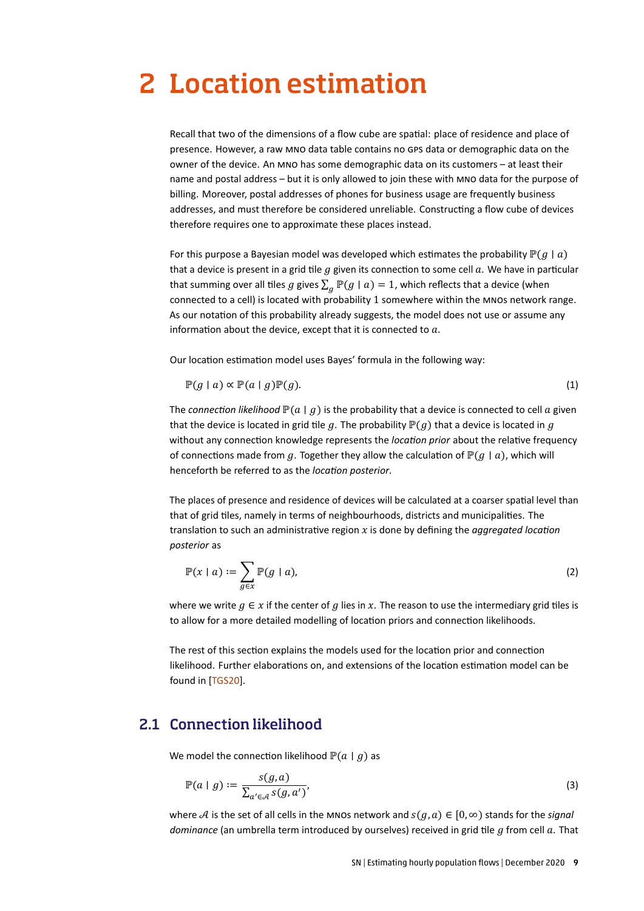# 2 Location estimation

Recall that two of the dimensions of a flow cube are spatial: place of residence and place of presence. However, a raw MNO data table contains no GPS data or demographic data on the owner of the device. An MNO has some demographic data on its customers – at least their name and postal address – but it is only allowed to join these with MNO data for the purpose of billing. Moreover, postal addresses of phones for business usage are frequently business addresses, and must therefore be considered unreliable. Constructing a flow cube of devices therefore requires one to approximate these places instead.

For this purpose a Bayesian model was developed which estimates the probability $\mathbb{P}(g \mid a)$ that a device is present in a grid tile $g$ given its connection to some cell $a$. We have in particular that summing over all tiles $g$ gives $\sum_g \mathbb{P}(g \mid a) = 1$, which reflects that a device (when connected to a cell) is located with probability 1 somewhere within the MNOs network range. As our notation of this probability already suggests, the model does not use or assume any information about the device, except that it is connected to $a$.

Our location estimation model uses Bayes' formula in the following way:

$$\mathbb{P}(g \mid a) \propto \mathbb{P}(a \mid g)\mathbb{P}(g). \tag{1}$$

The *connection likelihood* $\mathbb{P}(a \mid g)$ is the probability that a device is connected to cell $a$ given that the device is located in grid tile $g$. The probability $\mathbb{P}(g)$ that a device is located in $g$ without any connection knowledge represents the *location prior* about the relative frequency of connections made from $g$. Together they allow the calculation of $\mathbb{P}(g \mid a)$, which will henceforth be referred to as the *location posterior*.

The places of presence and residence of devices will be calculated at a coarser spatial level than that of grid tiles, namely in terms of neighbourhoods, districts and municipalities. The translation to such an administrative region $x$ is done by defining the *aggregated location posterior* as

$$\mathbb{P}(x \mid a) := \sum_{g \in x} \mathbb{P}(g \mid a), \tag{2}$$

where we write $g \in x$ if the center of $g$ lies in $x$. The reason to use the intermediary grid tiles is to allow for a more detailed modelling of location priors and connection likelihoods.

The rest of this section explains the models used for the location prior and connection likelihood. Further elaborations on, and extensions of the location estimation model can be found in [TGS20].

## 2.1 Connection likelihood

We model the connection likelihood $\mathbb{P}(a \mid g)$ as

$$\mathbb{P}(a \mid g) := \frac{s(g,a)}{\sum_{a' \in \mathcal{A}} s(g,a')}, \tag{3}$$

where $\mathcal{A}$ is the set of all cells in the MNOs network and $s(g,a) \in [0,\infty)$ stands for the *signal dominance* (an umbrella term introduced by ourselves) received in grid tile $g$ from cell $a$. That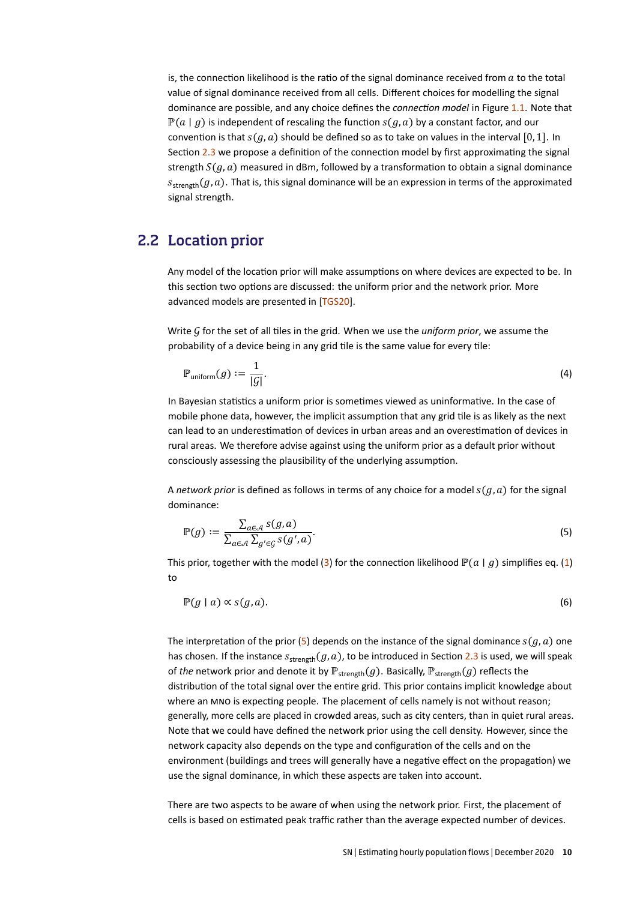is, the connection likelihood is the ratio of the signal dominance received from $a$ to the total value of signal dominance received from all cells. Different choices for modelling the signal dominance are possible, and any choice defines the *connection model* in Figure 1.1. Note that $\mathbb{P}(a \mid g)$ is independent of rescaling the function $s(g,a)$ by a constant factor, and our convention is that $s(g,a)$ should be defined so as to take on values in the interval $[0,1]$. In Section 2.3 we propose a definition of the connection model by first approximating the signal strength $S(g,a)$ measured in dBm, followed by a transformation to obtain a signal dominance $s_{\text{strength}}(g,a)$. That is, this signal dominance will be an expression in terms of the approximated signal strength.

## 2.2 Location prior

Any model of the location prior will make assumptions on where devices are expected to be. In this section two options are discussed: the uniform prior and the network prior. More advanced models are presented in [TGS20].

Write $\mathcal{G}$ for the set of all tiles in the grid. When we use the *uniform prior*, we assume the probability of a device being in any grid tile is the same value for every tile:

$$\mathbb{P}_{\text{uniform}}(g) := \frac{1}{|\mathcal{G}|}. \tag{4}$$

In Bayesian statistics a uniform prior is sometimes viewed as uninformative. In the case of mobile phone data, however, the implicit assumption that any grid tile is as likely as the next can lead to an underestimation of devices in urban areas and an overestimation of devices in rural areas. We therefore advise against using the uniform prior as a default prior without consciously assessing the plausibility of the underlying assumption.

A *network prior* is defined as follows in terms of any choice for a model $s(g,a)$ for the signal dominance:

$$\mathbb{P}(g) := \frac{\sum_{a \in \mathcal{A}} s(g,a)}{\sum_{a \in \mathcal{A}} \sum_{g' \in \mathcal{G}} s(g',a)}. \tag{5}$$

This prior, together with the model (3) for the connection likelihood $\mathbb{P}(a \mid g)$ simplifies eq. (1) to

$$\mathbb{P}(g \mid a) \propto s(g,a). \tag{6}$$

The interpretation of the prior (5) depends on the instance of the signal dominance $s(g,a)$ one has chosen. If the instance $s_{\text{strength}}(g,a)$, to be introduced in Section 2.3 is used, we will speak of *the* network prior and denote it by $\mathbb{P}_{\text{strength}}(g)$. Basically, $\mathbb{P}_{\text{strength}}(g)$ reflects the distribution of the total signal over the entire grid. This prior contains implicit knowledge about where an MNO is expecting people. The placement of cells namely is not without reason; generally, more cells are placed in crowded areas, such as city centers, than in quiet rural areas. Note that we could have defined the network prior using the cell density. However, since the network capacity also depends on the type and configuration of the cells and on the environment (buildings and trees will generally have a negative effect on the propagation) we use the signal dominance, in which these aspects are taken into account.

There are two aspects to be aware of when using the network prior. First, the placement of cells is based on estimated peak traffic rather than the average expected number of devices.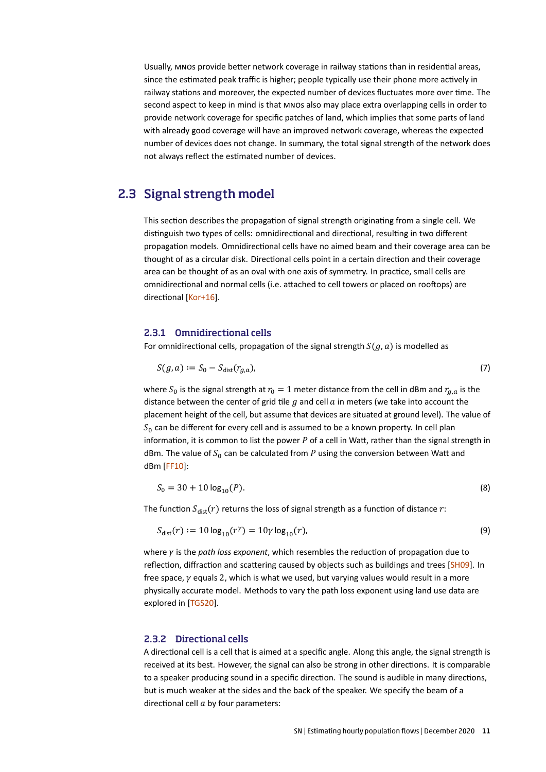Usually, MNOs provide better network coverage in railway stations than in residential areas, since the estimated peak traffic is higher; people typically use their phone more actively in railway stations and moreover, the expected number of devices fluctuates more over time. The second aspect to keep in mind is that MNOs also may place extra overlapping cells in order to provide network coverage for specific patches of land, which implies that some parts of land with already good coverage will have an improved network coverage, whereas the expected number of devices does not change. In summary, the total signal strength of the network does not always reflect the estimated number of devices.

## 2.3 Signal strength model

This section describes the propagation of signal strength originating from a single cell. We distinguish two types of cells: omnidirectional and directional, resulting in two different propagation models. Omnidirectional cells have no aimed beam and their coverage area can be thought of as a circular disk. Directional cells point in a certain direction and their coverage area can be thought of as an oval with one axis of symmetry. In practice, small cells are omnidirectional and normal cells (i.e. attached to cell towers or placed on rooftops) are directional [Kor+16].

### 2.3.1 Omnidirectional cells

For omnidirectional cells, propagation of the signal strength $S(g,a)$ is modelled as

$$S(g,a) := S_0 - S_{\text{dist}}(r_{g,a}), \tag{7}$$

where $S_0$ is the signal strength at $r_0 = 1$ meter distance from the cell in dBm and $r_{g,a}$ is the distance between the center of grid tile $g$ and cell $a$ in meters (we take into account the placement height of the cell, but assume that devices are situated at ground level). The value of $S_0$ can be different for every cell and is assumed to be a known property. In cell plan information, it is common to list the power $P$ of a cell in Watt, rather than the signal strength in dBm. The value of $S_0$ can be calculated from $P$ using the conversion between Watt and dBm [FF10]:

$$S_0 = 30 + 10\log_{10}(P). \tag{8}$$

The function $S_{\text{dist}}(r)$ returns the loss of signal strength as a function of distance $r$:

$$S_{\text{dist}}(r) := 10\log_{10}(r^{\gamma}) = 10\gamma\log_{10}(r), \tag{9}$$

where $\gamma$ is the *path loss exponent*, which resembles the reduction of propagation due to reflection, diffraction and scattering caused by objects such as buildings and trees [SH09]. In free space, $\gamma$ equals 2, which is what we used, but varying values would result in a more physically accurate model. Methods to vary the path loss exponent using land use data are explored in [TGS20].

### 2.3.2 Directional cells

A directional cell is a cell that is aimed at a specific angle. Along this angle, the signal strength is received at its best. However, the signal can also be strong in other directions. It is comparable to a speaker producing sound in a specific direction. The sound is audible in many directions, but is much weaker at the sides and the back of the speaker. We specify the beam of a directional cell $a$ by four parameters: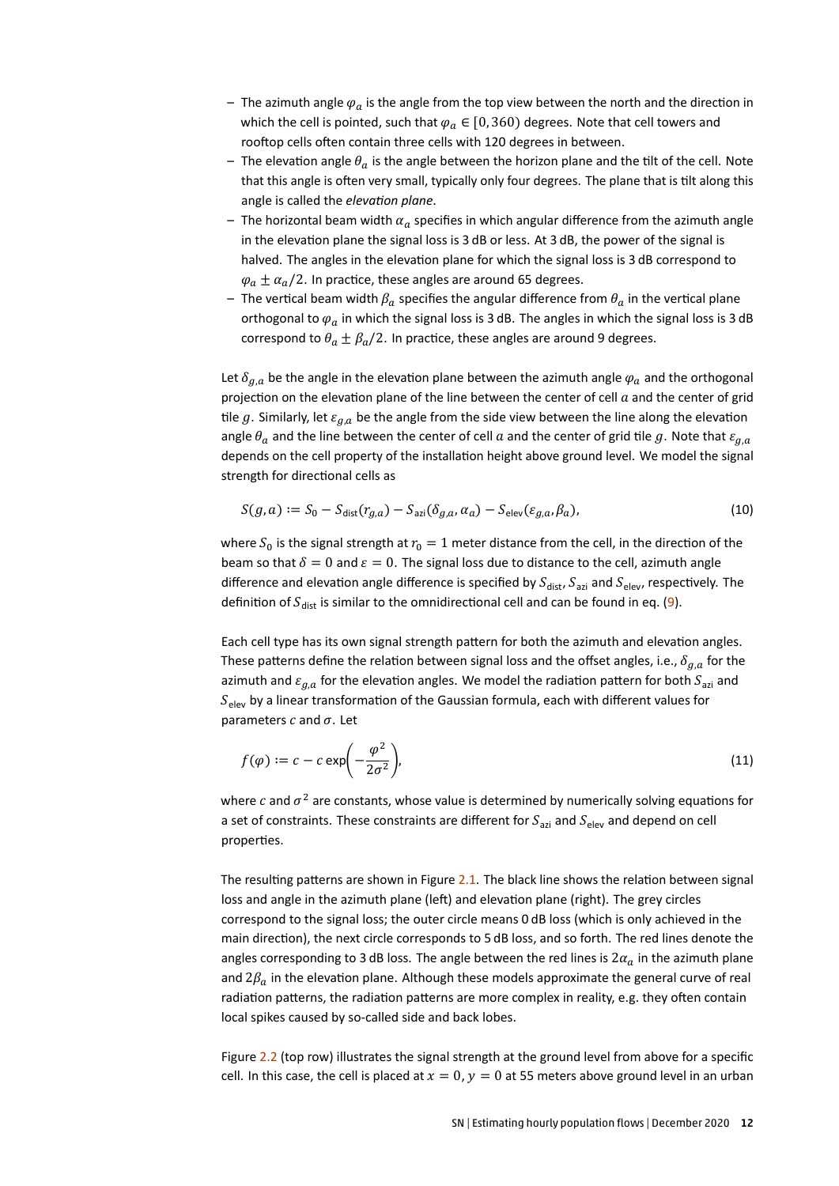- The azimuth angle $\varphi_a$ is the angle from the top view between the north and the direction in which the cell is pointed, such that $\varphi_a \in [0, 360)$ degrees. Note that cell towers and rooftop cells often contain three cells with 120 degrees in between.
- The elevation angle $\theta_a$ is the angle between the horizon plane and the tilt of the cell. Note that this angle is often very small, typically only four degrees. The plane that is tilt along this angle is called the *elevation plane*.
- The horizontal beam width $\alpha_a$ specifies in which angular difference from the azimuth angle in the elevation plane the signal loss is 3 dB or less. At 3 dB, the power of the signal is halved. The angles in the elevation plane for which the signal loss is 3 dB correspond to $\varphi_a \pm \alpha_a/2$. In practice, these angles are around 65 degrees.
- The vertical beam width $\beta_a$ specifies the angular difference from $\theta_a$ in the vertical plane orthogonal to $\varphi_a$ in which the signal loss is 3 dB. The angles in which the signal loss is 3 dB correspond to $\theta_a \pm \beta_a/2$. In practice, these angles are around 9 degrees.

Let $\delta_{g,a}$ be the angle in the elevation plane between the azimuth angle $\varphi_a$ and the orthogonal projection on the elevation plane of the line between the center of cell $a$ and the center of grid tile $g$. Similarly, let $\varepsilon_{g,a}$ be the angle from the side view between the line along the elevation angle $\theta_a$ and the line between the center of cell $a$ and the center of grid tile $g$. Note that $\varepsilon_{g,a}$ depends on the cell property of the installation height above ground level. We model the signal strength for directional cells as

$$S(g,a) := S_0 - S_{\text{dist}}(r_{g,a}) - S_{\text{azi}}(\delta_{g,a}, \alpha_a) - S_{\text{elev}}(\varepsilon_{g,a}, \beta_a), \tag{10}$$

where $S_0$ is the signal strength at $r_0 = 1$ meter distance from the cell, in the direction of the beam so that $\delta = 0$ and $\varepsilon = 0$. The signal loss due to distance to the cell, azimuth angle difference and elevation angle difference is specified by $S_{\text{dist}}$, $S_{\text{azi}}$ and $S_{\text{elev}}$, respectively. The definition of $S_{\text{dist}}$ is similar to the omnidirectional cell and can be found in eq. (9).

Each cell type has its own signal strength pattern for both the azimuth and elevation angles. These patterns define the relation between signal loss and the offset angles, i.e., $\delta_{g,a}$ for the azimuth and $\varepsilon_{g,a}$ for the elevation angles. We model the radiation pattern for both $S_{\text{azi}}$ and $S_{\text{elev}}$ by a linear transformation of the Gaussian formula, each with different values for parameters $c$ and $\sigma$. Let

$$f(\varphi) := c - c\exp\left(-\frac{\varphi^2}{2\sigma^2}\right), \tag{11}$$

where $c$ and $\sigma^2$ are constants, whose value is determined by numerically solving equations for a set of constraints. These constraints are different for $S_{\text{azi}}$ and $S_{\text{elev}}$ and depend on cell properties.

The resulting patterns are shown in Figure 2.1. The black line shows the relation between signal loss and angle in the azimuth plane (left) and elevation plane (right). The grey circles correspond to the signal loss; the outer circle means 0 dB loss (which is only achieved in the main direction), the next circle corresponds to 5 dB loss, and so forth. The red lines denote the angles corresponding to 3 dB loss. The angle between the red lines is $2\alpha_a$ in the azimuth plane and $2\beta_a$ in the elevation plane. Although these models approximate the general curve of real radiation patterns, the radiation patterns are more complex in reality, e.g. they often contain local spikes caused by so-called side and back lobes.

Figure 2.2 (top row) illustrates the signal strength at the ground level from above for a specific cell. In this case, the cell is placed at $x = 0, y = 0$ at 55 meters above ground level in an urban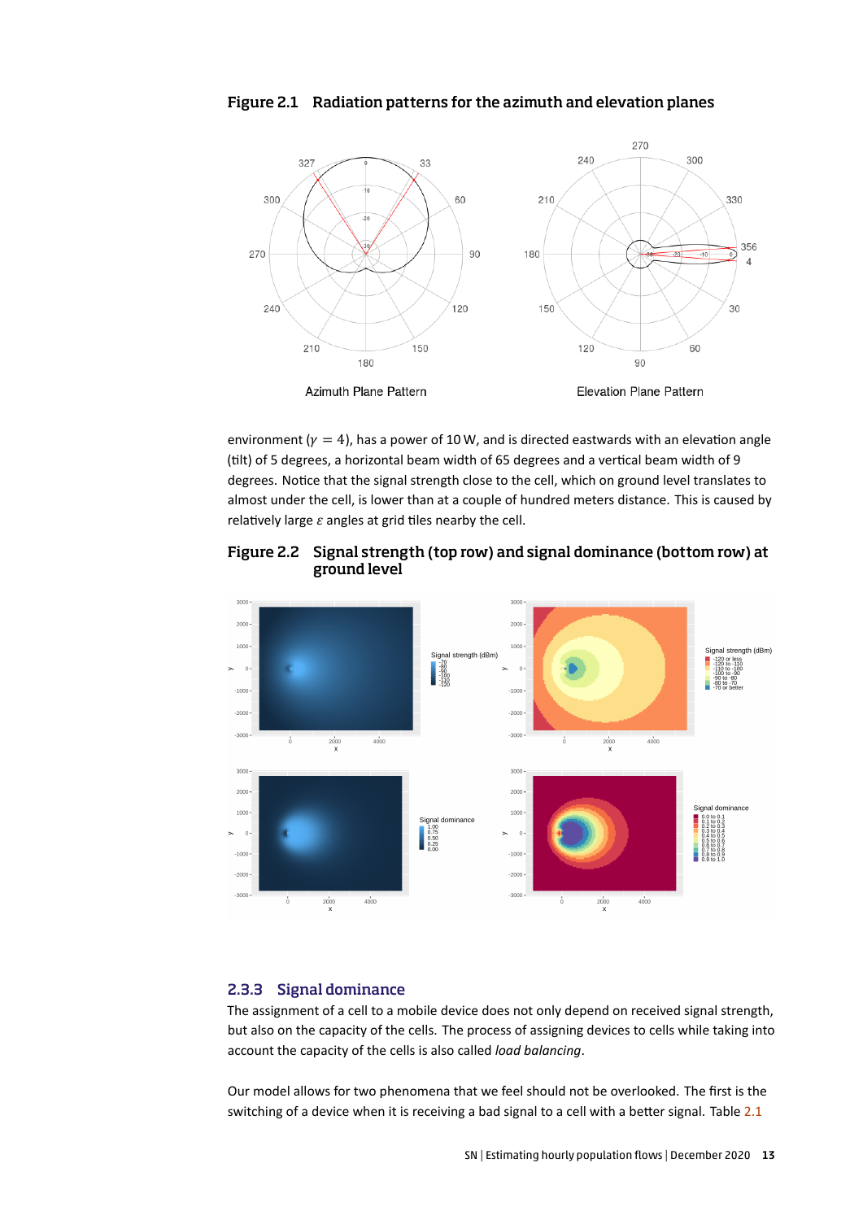### Figure 2.1 Radiation patterns for the azimuth and elevation planes

Azimuth Plane Pattern

Elevation Plane Pattern

environment ($\gamma = 4$), has a power of 10 W, and is directed eastwards with an elevation angle (tilt) of 5 degrees, a horizontal beam width of 65 degrees and a vertical beam width of 9 degrees. Notice that the signal strength close to the cell, which on ground level translates to almost under the cell, is lower than at a couple of hundred meters distance. This is caused by relatively large $\varepsilon$ angles at grid tiles nearby the cell.

### Figure 2.2 Signal strength (top row) and signal dominance (bottom row) at ground level

## 2.3.3 Signal dominance

The assignment of a cell to a mobile device does not only depend on received signal strength, but also on the capacity of the cells. The process of assigning devices to cells while taking into account the capacity of the cells is also called *load balancing*.

Our model allows for two phenomena that we feel should not be overlooked. The first is the switching of a device when it is receiving a bad signal to a cell with a better signal. Table 2.1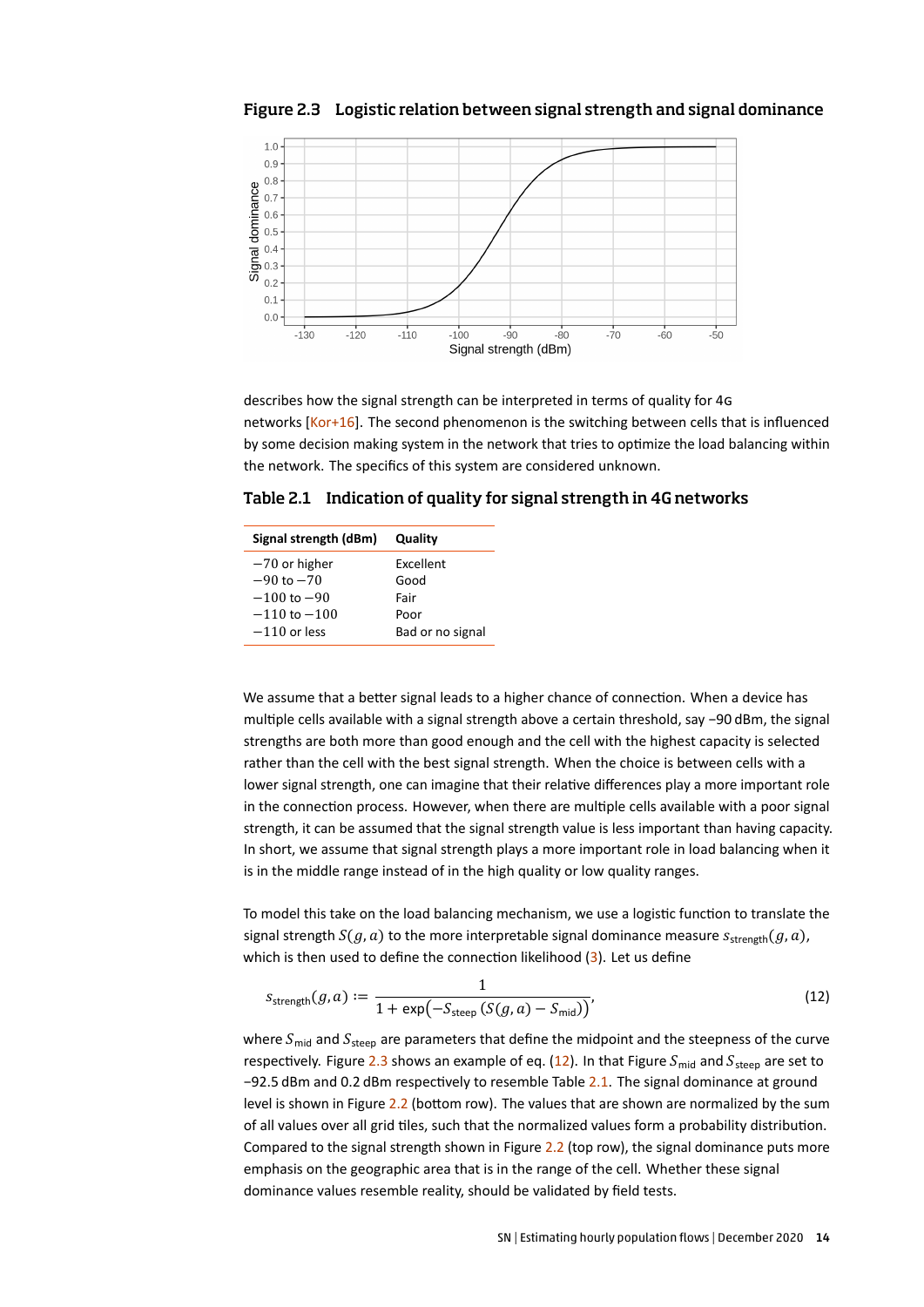**Figure 2.3 Logistic relation between signal strength and signal dominance**

describes how the signal strength can be interpreted in terms of quality for 4G networks [Kor+16]. The second phenomenon is the switching between cells that is influenced by some decision making system in the network that tries to optimize the load balancing within the network. The specifics of this system are considered unknown.

**Table 2.1 Indication of quality for signal strength in 4G networks**

| Signal strength (dBm) | Quality |
|---|---|
| −70 or higher | Excellent |
| −90 to −70 | Good |
| −100 to −90 | Fair |
| −110 to −100 | Poor |
| −110 or less | Bad or no signal |

We assume that a better signal leads to a higher chance of connection. When a device has multiple cells available with a signal strength above a certain threshold, say −90 dBm, the signal strengths are both more than good enough and the cell with the highest capacity is selected rather than the cell with the best signal strength. When the choice is between cells with a lower signal strength, one can imagine that their relative differences play a more important role in the connection process. However, when there are multiple cells available with a poor signal strength, it can be assumed that the signal strength value is less important than having capacity. In short, we assume that signal strength plays a more important role in load balancing when it is in the middle range instead of in the high quality or low quality ranges.

To model this take on the load balancing mechanism, we use a logistic function to translate the signal strength $S(g, a)$ to the more interpretable signal dominance measure $s_{\text{strength}}(g, a)$, which is then used to define the connection likelihood (3). Let us define

$$s_{\text{strength}}(g, a) := \frac{1}{1 + \exp\left(-S_{\text{steep}}\left(S(g, a) - S_{\text{mid}}\right)\right)}, \tag{12}$$

where $S_{\text{mid}}$ and $S_{\text{steep}}$ are parameters that define the midpoint and the steepness of the curve respectively. Figure 2.3 shows an example of eq. (12). In that Figure $S_{\text{mid}}$ and $S_{\text{steep}}$ are set to −92.5 dBm and 0.2 dBm respectively to resemble Table 2.1. The signal dominance at ground level is shown in Figure 2.2 (bottom row). The values that are shown are normalized by the sum of all values over all grid tiles, such that the normalized values form a probability distribution. Compared to the signal strength shown in Figure 2.2 (top row), the signal dominance puts more emphasis on the geographic area that is in the range of the cell. Whether these signal dominance values resemble reality, should be validated by field tests.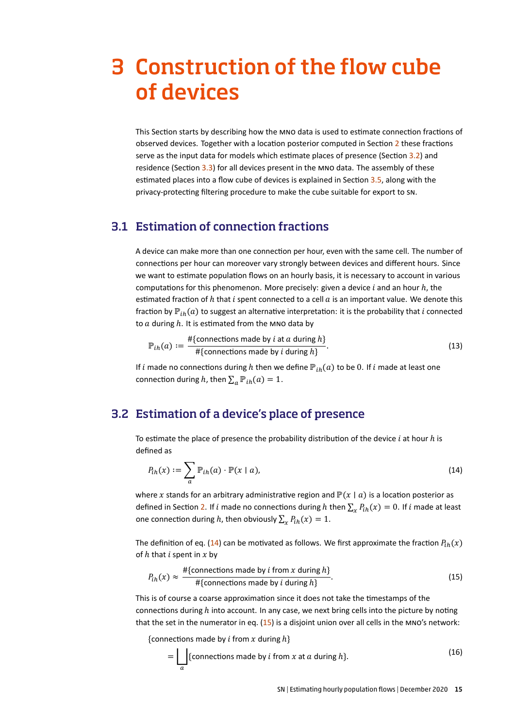# 3 Construction of the flow cube of devices

This Section starts by describing how the MNO data is used to estimate connection fractions of observed devices. Together with a location posterior computed in Section 2 these fractions serve as the input data for models which estimate places of presence (Section 3.2) and residence (Section 3.3) for all devices present in the MNO data. The assembly of these estimated places into a flow cube of devices is explained in Section 3.5, along with the privacy-protecting filtering procedure to make the cube suitable for export to SN.

## 3.1 Estimation of connection fractions

A device can make more than one connection per hour, even with the same cell. The number of connections per hour can moreover vary strongly between devices and different hours. Since we want to estimate population flows on an hourly basis, it is necessary to account in various computations for this phenomenon. More precisely: given a device $i$ and an hour $h$, the estimated fraction of $h$ that $i$ spent connected to a cell $a$ is an important value. We denote this fraction by $\mathbb{P}_{ih}(a)$ to suggest an alternative interpretation: it is the probability that $i$ connected to $a$ during $h$. It is estimated from the MNO data by

$$\mathbb{P}_{ih}(a) := \frac{\#\{\text{connections made by } i \text{ at } a \text{ during } h\}}{\#\{\text{connections made by } i \text{ during } h\}}. \tag{13}$$

If $i$ made no connections during $h$ then we define $\mathbb{P}_{ih}(a)$ to be 0. If $i$ made at least one connection during $h$, then $\sum_a \mathbb{P}_{ih}(a) = 1$.

## 3.2 Estimation of a device's place of presence

To estimate the place of presence the probability distribution of the device $i$ at hour $h$ is defined as

$$P_{ih}(x) := \sum_a \mathbb{P}_{ih}(a) \cdot \mathbb{P}(x \mid a), \tag{14}$$

where $x$ stands for an arbitrary administrative region and $\mathbb{P}(x \mid a)$ is a location posterior as defined in Section 2. If $i$ made no connections during $h$ then $\sum_x P_{ih}(x) = 0$. If $i$ made at least one connection during $h$, then obviously $\sum_x P_{ih}(x) = 1$.

The definition of eq. (14) can be motivated as follows. We first approximate the fraction $P_{ih}(x)$ of $h$ that $i$ spent in $x$ by

$$P_{ih}(x) \approx \frac{\#\{\text{connections made by } i \text{ from } x \text{ during } h\}}{\#\{\text{connections made by } i \text{ during } h\}}. \tag{15}$$

This is of course a coarse approximation since it does not take the timestamps of the connections during $h$ into account. In any case, we next bring cells into the picture by noting that the set in the numerator in eq. (15) is a disjoint union over all cells in the MNO's network:

$$\begin{aligned}&\{\text{connections made by } i \text{ from } x \text{ during } h\}\\ &\quad = \bigsqcup_a \{\text{connections made by } i \text{ from } x \text{ at } a \text{ during } h\}.\end{aligned} \tag{16}$$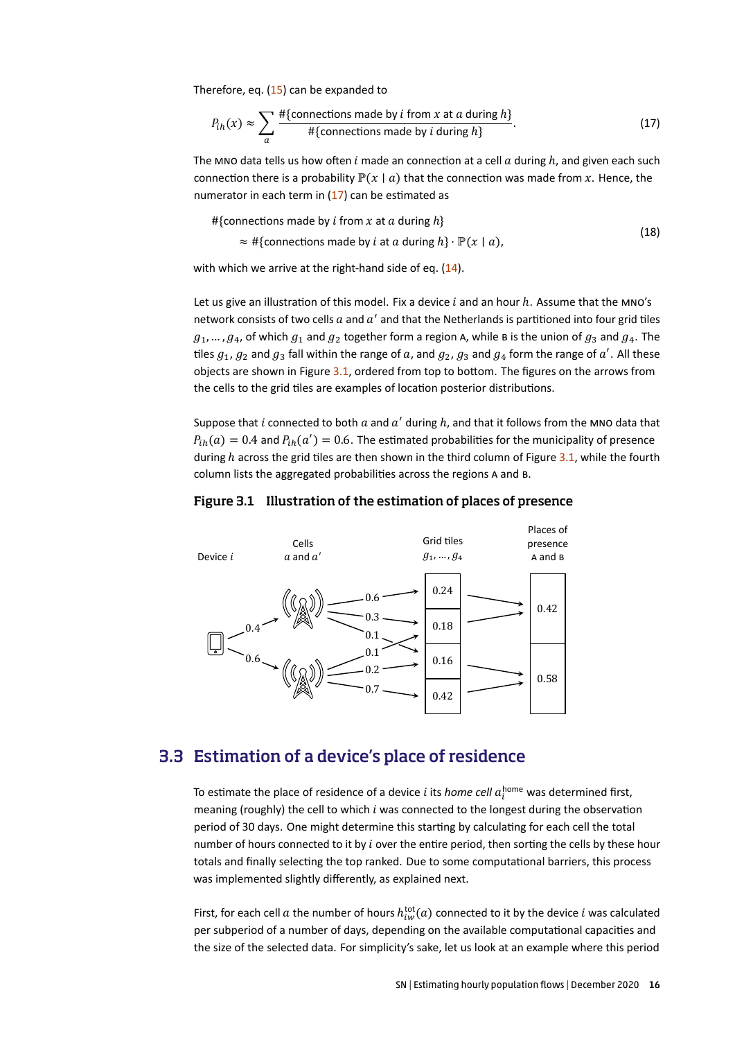Therefore, eq. (15) can be expanded to

$$P_{ih}(x) \approx \sum_{a} \frac{\#\{\text{connections made by } i \text{ from } x \text{ at } a \text{ during } h\}}{\#\{\text{connections made by } i \text{ during } h\}}. \tag{17}$$

The MNO data tells us how often $i$ made an connection at a cell $a$ during $h$, and given each such connection there is a probability $\mathbb{P}(x \mid a)$ that the connection was made from $x$. Hence, the numerator in each term in (17) can be estimated as

$$\begin{aligned} &\#\{\text{connections made by } i \text{ from } x \text{ at } a \text{ during } h\} \\ &\qquad \approx \#\{\text{connections made by } i \text{ at } a \text{ during } h\} \cdot \mathbb{P}(x \mid a), \end{aligned} \tag{18}$$

with which we arrive at the right-hand side of eq. (14).

Let us give an illustration of this model. Fix a device $i$ and an hour $h$. Assume that the MNO's network consists of two cells $a$ and $a'$ and that the Netherlands is partitioned into four grid tiles $g_1, \dots, g_4$, of which $g_1$ and $g_2$ together form a region A, while B is the union of $g_3$ and $g_4$. The tiles $g_1$, $g_2$ and $g_3$ fall within the range of $a$, and $g_2$, $g_3$ and $g_4$ form the range of $a'$. All these objects are shown in Figure 3.1, ordered from top to bottom. The figures on the arrows from the cells to the grid tiles are examples of location posterior distributions.

Suppose that $i$ connected to both $a$ and $a'$ during $h$, and that it follows from the MNO data that $P_{ih}(a) = 0.4$ and $P_{ih}(a') = 0.6$. The estimated probabilities for the municipality of presence during $h$ across the grid tiles are then shown in the third column of Figure 3.1, while the fourth column lists the aggregated probabilities across the regions A and B.

**Figure 3.1 Illustration of the estimation of places of presence**

| Device $i$ | Cells $a$ and $a'$ | Grid tiles $g_1, \dots, g_4$ | Places of presence A and B |
|---|---|---|---|
| 0.4 → $a$ | $a$: 0.6 → $g_1$, 0.3 → $g_2$, 0.1 → $g_3$ | $g_1$: 0.24 | A: 0.42 |
| | | $g_2$: 0.18 | |
| 0.6 → $a'$ | $a'$: 0.1 → $g_2$, 0.2 → $g_3$, 0.7 → $g_4$ | $g_3$: 0.16 | B: 0.58 |
| | | $g_4$: 0.42 | |

## 3.3 Estimation of a device's place of residence

To estimate the place of residence of a device $i$ its *home cell* $a_i^{\text{home}}$ was determined first, meaning (roughly) the cell to which $i$ was connected to the longest during the observation period of 30 days. One might determine this starting by calculating for each cell the total number of hours connected to it by $i$ over the entire period, then sorting the cells by these hour totals and finally selecting the top ranked. Due to some computational barriers, this process was implemented slightly differently, as explained next.

First, for each cell $a$ the number of hours $h_{iw}^{\text{tot}}(a)$ connected to it by the device $i$ was calculated per subperiod of a number of days, depending on the available computational capacities and the size of the selected data. For simplicity's sake, let us look at an example where this period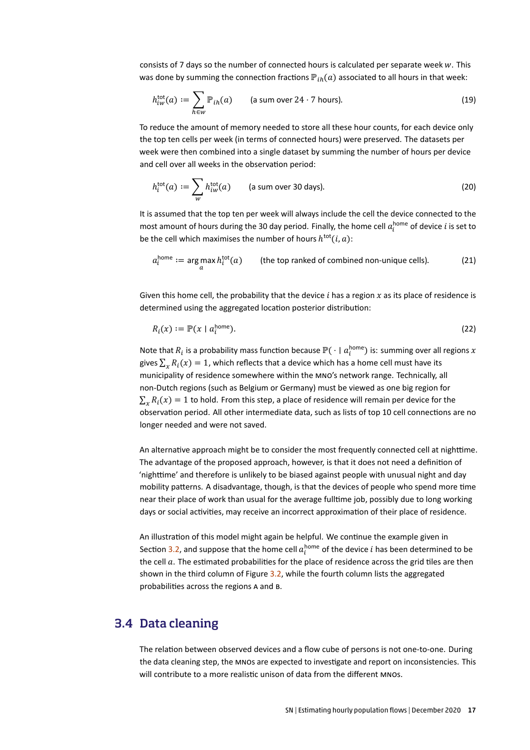consists of 7 days so the number of connected hours is calculated per separate week $w$. This was done by summing the connection fractions $\mathbb{P}_{ih}(a)$ associated to all hours in that week:

$$h_{iw}^{\text{tot}}(a) := \sum_{h \in w} \mathbb{P}_{ih}(a) \qquad \text{(a sum over } 24 \cdot 7 \text{ hours).} \tag{19}$$

To reduce the amount of memory needed to store all these hour counts, for each device only the top ten cells per week (in terms of connected hours) were preserved. The datasets per week were then combined into a single dataset by summing the number of hours per device and cell over all weeks in the observation period:

$$h_i^{\text{tot}}(a) := \sum_{w} h_{iw}^{\text{tot}}(a) \qquad \text{(a sum over 30 days).} \tag{20}$$

It is assumed that the top ten per week will always include the cell the device connected to the most amount of hours during the 30 day period. Finally, the home cell $a_i^{\text{home}}$ of device $i$ is set to be the cell which maximises the number of hours $h^{\text{tot}}(i, a)$:

$$a_i^{\text{home}} := \arg\max_a h_i^{\text{tot}}(a) \qquad \text{(the top ranked of combined non-unique cells).} \tag{21}$$

Given this home cell, the probability that the device $i$ has a region $x$ as its place of residence is determined using the aggregated location posterior distribution:

$$R_i(x) := \mathbb{P}(x \mid a_i^{\text{home}}). \tag{22}$$

Note that $R_i$ is a probability mass function because $\mathbb{P}(\cdot \mid a_i^{\text{home}})$ is: summing over all regions $x$ gives $\sum_x R_i(x) = 1$, which reflects that a device which has a home cell must have its municipality of residence somewhere within the MNO's network range. Technically, all non-Dutch regions (such as Belgium or Germany) must be viewed as one big region for $\sum_x R_i(x) = 1$ to hold. From this step, a place of residence will remain per device for the observation period. All other intermediate data, such as lists of top 10 cell connections are no longer needed and were not saved.

An alternative approach might be to consider the most frequently connected cell at nighttime. The advantage of the proposed approach, however, is that it does not need a definition of 'nighttime' and therefore is unlikely to be biased against people with unusual night and day mobility patterns. A disadvantage, though, is that the devices of people who spend more time near their place of work than usual for the average fulltime job, possibly due to long working days or social activities, may receive an incorrect approximation of their place of residence.

An illustration of this model might again be helpful. We continue the example given in Section 3.2, and suppose that the home cell $a_i^{\text{home}}$ of the device $i$ has been determined to be the cell $a$. The estimated probabilities for the place of residence across the grid tiles are then shown in the third column of Figure 3.2, while the fourth column lists the aggregated probabilities across the regions A and B.

## 3.4 Data cleaning

The relation between observed devices and a flow cube of persons is not one-to-one. During the data cleaning step, the MNOs are expected to investigate and report on inconsistencies. This will contribute to a more realistic unison of data from the different MNOs.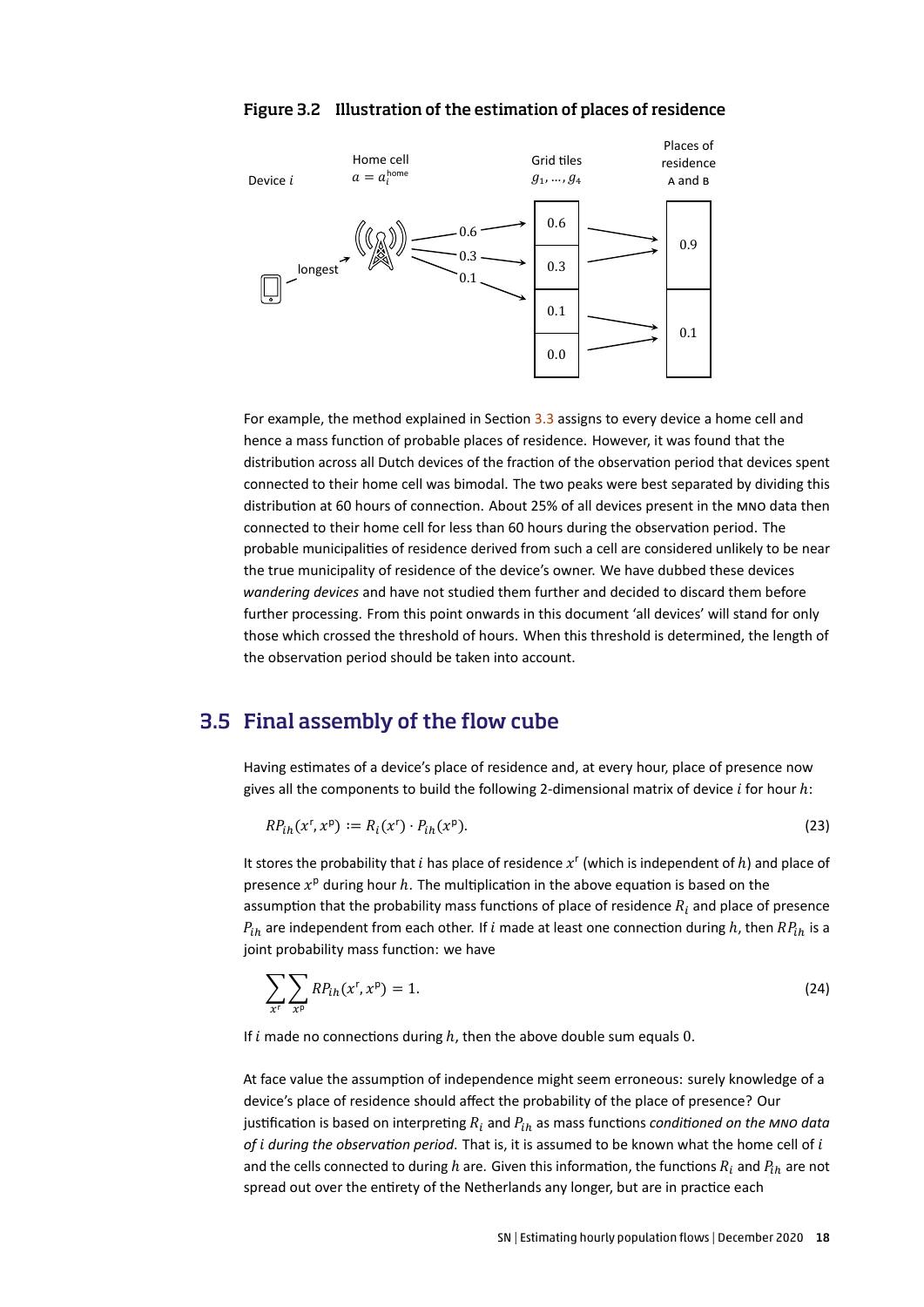**Figure 3.2 Illustration of the estimation of places of residence**

For example, the method explained in Section 3.3 assigns to every device a home cell and hence a mass function of probable places of residence. However, it was found that the distribution across all Dutch devices of the fraction of the observation period that devices spent connected to their home cell was bimodal. The two peaks were best separated by dividing this distribution at 60 hours of connection. About 25% of all devices present in the MNO data then connected to their home cell for less than 60 hours during the observation period. The probable municipalities of residence derived from such a cell are considered unlikely to be near the true municipality of residence of the device's owner. We have dubbed these devices *wandering devices* and have not studied them further and decided to discard them before further processing. From this point onwards in this document 'all devices' will stand for only those which crossed the threshold of hours. When this threshold is determined, the length of the observation period should be taken into account.

## 3.5 Final assembly of the flow cube

Having estimates of a device's place of residence and, at every hour, place of presence now gives all the components to build the following 2-dimensional matrix of device $i$ for hour $h$:

$$RP_{ih}(x^{\mathrm{r}}, x^{\mathrm{p}}) := R_i(x^{\mathrm{r}}) \cdot P_{ih}(x^{\mathrm{p}}). \tag{23}$$

It stores the probability that $i$ has place of residence $x^{\mathrm{r}}$ (which is independent of $h$) and place of presence $x^{\mathrm{p}}$ during hour $h$. The multiplication in the above equation is based on the assumption that the probability mass functions of place of residence $R_i$ and place of presence $P_{ih}$ are independent from each other. If $i$ made at least one connection during $h$, then $RP_{ih}$ is a joint probability mass function: we have

$$\sum_{x^{\mathrm{r}}} \sum_{x^{\mathrm{p}}} RP_{ih}(x^{\mathrm{r}}, x^{\mathrm{p}}) = 1. \tag{24}$$

If $i$ made no connections during $h$, then the above double sum equals 0.

At face value the assumption of independence might seem erroneous: surely knowledge of a device's place of residence should affect the probability of the place of presence? Our justification is based on interpreting $R_i$ and $P_{ih}$ as mass functions *conditioned on the MNO data of $i$ during the observation period*. That is, it is assumed to be known what the home cell of $i$ and the cells connected to during $h$ are. Given this information, the functions $R_i$ and $P_{ih}$ are not spread out over the entirety of the Netherlands any longer, but are in practice each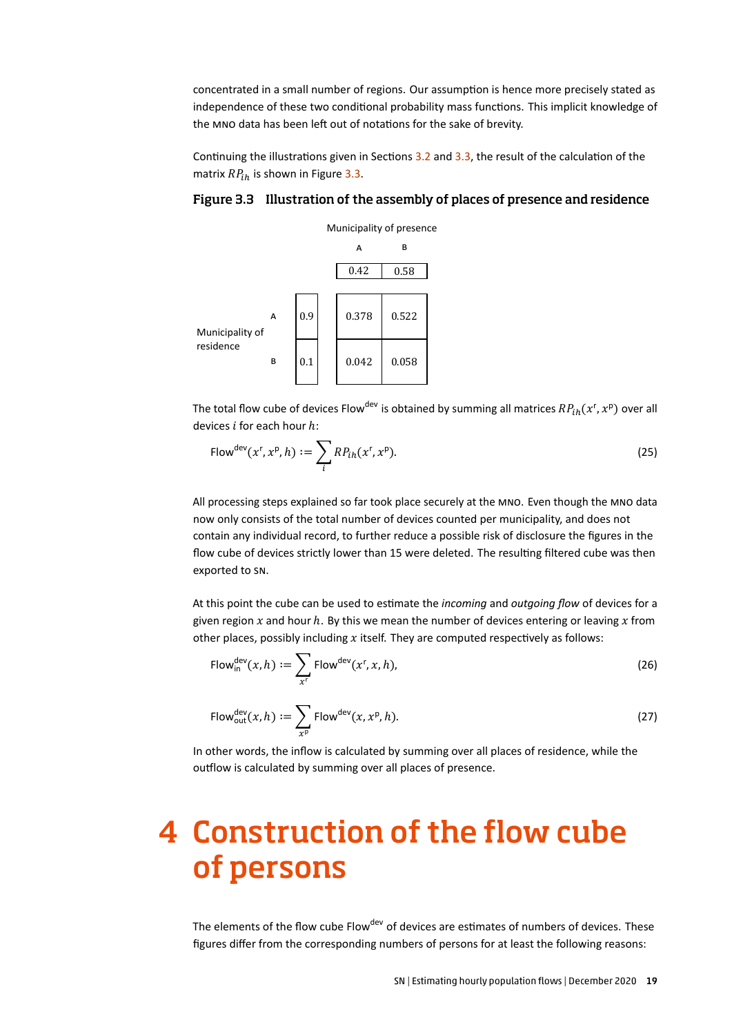concentrated in a small number of regions. Our assumption is hence more precisely stated as independence of these two conditional probability mass functions. This implicit knowledge of the MNO data has been left out of notations for the sake of brevity.

Continuing the illustrations given in Sections 3.2 and 3.3, the result of the calculation of the matrix $RP_{ih}$ is shown in Figure 3.3.

**Figure 3.3 Illustration of the assembly of places of presence and residence**

| | | | Municipality of presence | |
|---|---|---|---|---|
| | | | A | B |
| | | | 0.42 | 0.58 |
| Municipality of residence | A | 0.9 | 0.378 | 0.522 |
| | B | 0.1 | 0.042 | 0.058 |

The total flow cube of devices $\text{Flow}^{\text{dev}}$ is obtained by summing all matrices $RP_{ih}(x^{\text{r}}, x^{\text{p}})$ over all devices $i$ for each hour $h$:

$$\text{Flow}^{\text{dev}}(x^{\text{r}}, x^{\text{p}}, h) := \sum_{i} RP_{ih}(x^{\text{r}}, x^{\text{p}}). \tag{25}$$

All processing steps explained so far took place securely at the MNO. Even though the MNO data now only consists of the total number of devices counted per municipality, and does not contain any individual record, to further reduce a possible risk of disclosure the figures in the flow cube of devices strictly lower than 15 were deleted. The resulting filtered cube was then exported to SN.

At this point the cube can be used to estimate the *incoming* and *outgoing flow* of devices for a given region $x$ and hour $h$. By this we mean the number of devices entering or leaving $x$ from other places, possibly including $x$ itself. They are computed respectively as follows:

$$\text{Flow}^{\text{dev}}_{\text{in}}(x, h) := \sum_{x^{\text{r}}} \text{Flow}^{\text{dev}}(x^{\text{r}}, x, h), \tag{26}$$

$$\text{Flow}^{\text{dev}}_{\text{out}}(x, h) := \sum_{x^{\text{p}}} \text{Flow}^{\text{dev}}(x, x^{\text{p}}, h). \tag{27}$$

In other words, the inflow is calculated by summing over all places of residence, while the outflow is calculated by summing over all places of presence.

# 4 Construction of the flow cube of persons

The elements of the flow cube $\text{Flow}^{\text{dev}}$ of devices are estimates of numbers of devices. These figures differ from the corresponding numbers of persons for at least the following reasons: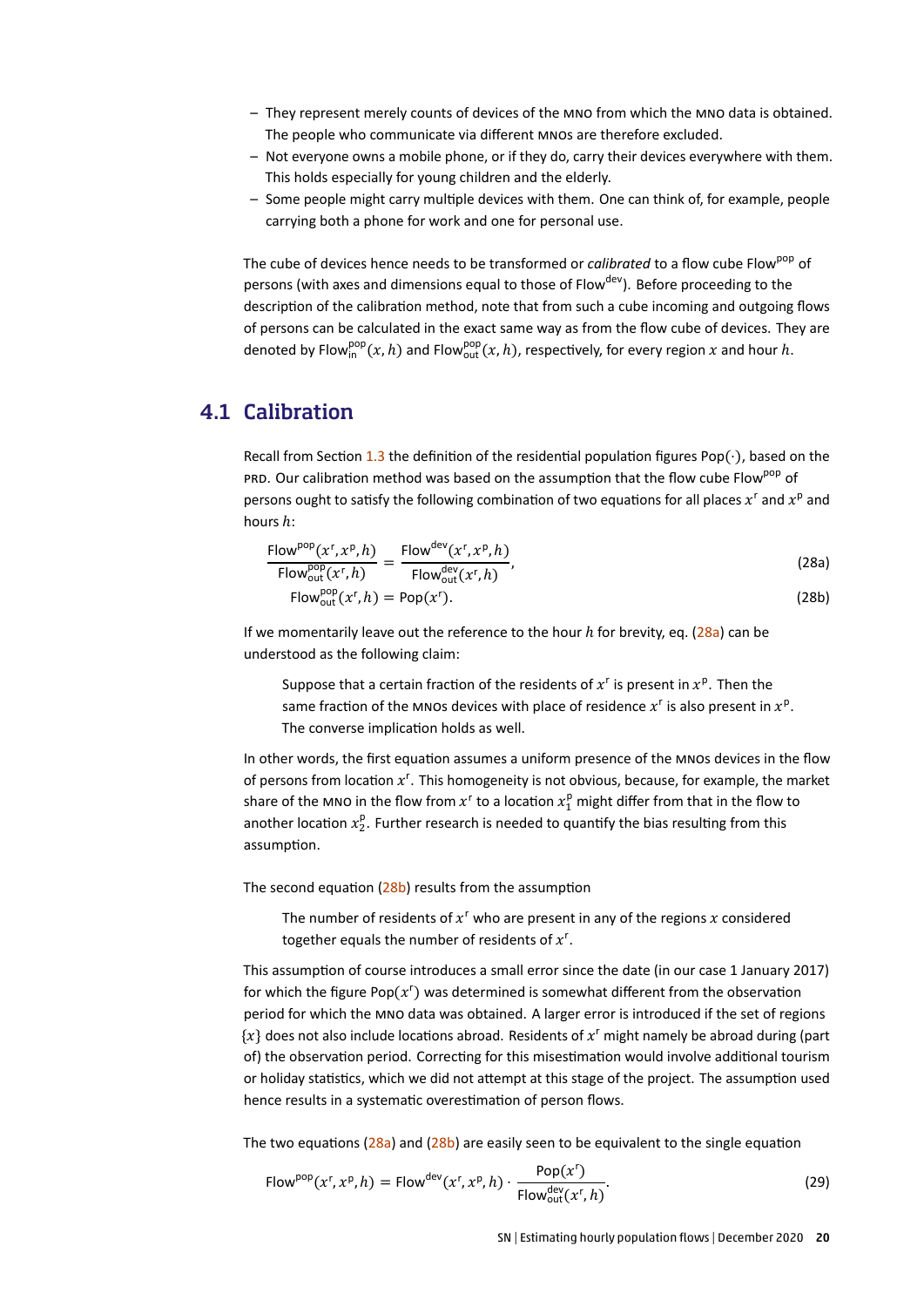- They represent merely counts of devices of the MNO from which the MNO data is obtained. The people who communicate via different MNOs are therefore excluded.
- Not everyone owns a mobile phone, or if they do, carry their devices everywhere with them. This holds especially for young children and the elderly.
- Some people might carry multiple devices with them. One can think of, for example, people carrying both a phone for work and one for personal use.

The cube of devices hence needs to be transformed or *calibrated* to a flow cube $\text{Flow}^{\text{pop}}$ of persons (with axes and dimensions equal to those of $\text{Flow}^{\text{dev}}$). Before proceeding to the description of the calibration method, note that from such a cube incoming and outgoing flows of persons can be calculated in the exact same way as from the flow cube of devices. They are denoted by $\text{Flow}^{\text{pop}}_{\text{in}}(x,h)$ and $\text{Flow}^{\text{pop}}_{\text{out}}(x,h)$, respectively, for every region $x$ and hour $h$.

## 4.1 Calibration

Recall from Section 1.3 the definition of the residential population figures $\text{Pop}(\cdot)$, based on the PRD. Our calibration method was based on the assumption that the flow cube $\text{Flow}^{\text{pop}}$ of persons ought to satisfy the following combination of two equations for all places $x^{\text{r}}$ and $x^{\text{p}}$ and hours $h$:

$$\frac{\text{Flow}^{\text{pop}}(x^{\text{r}},x^{\text{p}},h)}{\text{Flow}^{\text{pop}}_{\text{out}}(x^{\text{r}},h)} = \frac{\text{Flow}^{\text{dev}}(x^{\text{r}},x^{\text{p}},h)}{\text{Flow}^{\text{dev}}_{\text{out}}(x^{\text{r}},h)}, \tag{28a}$$

$$\text{Flow}^{\text{pop}}_{\text{out}}(x^{\text{r}},h) = \text{Pop}(x^{\text{r}}). \tag{28b}$$

If we momentarily leave out the reference to the hour $h$ for brevity, eq. (28a) can be understood as the following claim:

> Suppose that a certain fraction of the residents of $x^{\text{r}}$ is present in $x^{\text{p}}$. Then the same fraction of the MNOs devices with place of residence $x^{\text{r}}$ is also present in $x^{\text{p}}$. The converse implication holds as well.

In other words, the first equation assumes a uniform presence of the MNOs devices in the flow of persons from location $x^{\text{r}}$. This homogeneity is not obvious, because, for example, the market share of the MNO in the flow from $x^{\text{r}}$ to a location $x^{\text{p}}_1$ might differ from that in the flow to another location $x^{\text{p}}_2$. Further research is needed to quantify the bias resulting from this assumption.

The second equation (28b) results from the assumption

> The number of residents of $x^{\text{r}}$ who are present in any of the regions $x$ considered together equals the number of residents of $x^{\text{r}}$.

This assumption of course introduces a small error since the date (in our case 1 January 2017) for which the figure $\text{Pop}(x^{\text{r}})$ was determined is somewhat different from the observation period for which the MNO data was obtained. A larger error is introduced if the set of regions $\{x\}$ does not also include locations abroad. Residents of $x^{\text{r}}$ might namely be abroad during (part of) the observation period. Correcting for this misestimation would involve additional tourism or holiday statistics, which we did not attempt at this stage of the project. The assumption used hence results in a systematic overestimation of person flows.

The two equations (28a) and (28b) are easily seen to be equivalent to the single equation

$$\text{Flow}^{\text{pop}}(x^{\text{r}},x^{\text{p}},h) = \text{Flow}^{\text{dev}}(x^{\text{r}},x^{\text{p}},h) \cdot \frac{\text{Pop}(x^{\text{r}})}{\text{Flow}^{\text{dev}}_{\text{out}}(x^{\text{r}},h)}. \tag{29}$$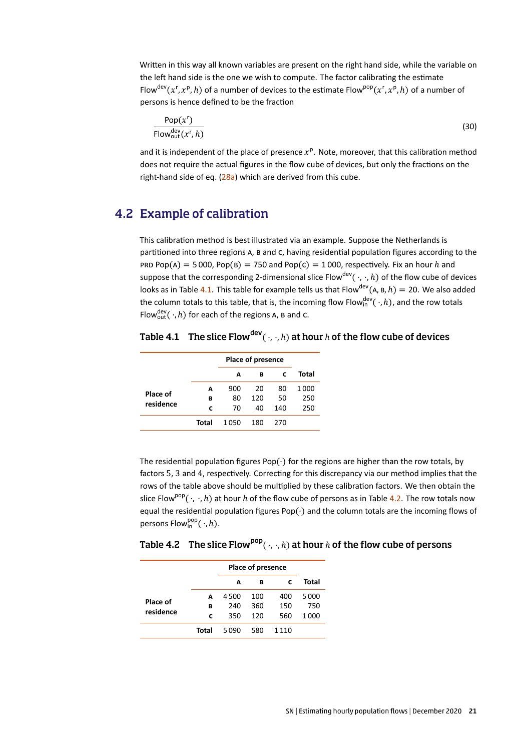Written in this way all known variables are present on the right hand side, while the variable on the left hand side is the one we wish to compute. The factor calibrating the estimate $\mathrm{Flow}^{\mathrm{dev}}(x^{\mathrm{r}}, x^{\mathrm{p}}, h)$ of a number of devices to the estimate $\mathrm{Flow}^{\mathrm{pop}}(x^{\mathrm{r}}, x^{\mathrm{p}}, h)$ of a number of persons is hence defined to be the fraction

$$\frac{\mathrm{Pop}(x^{\mathrm{r}})}{\mathrm{Flow}^{\mathrm{dev}}_{\mathrm{out}}(x^{\mathrm{r}}, h)} \tag{30}$$

and it is independent of the place of presence $x^{\mathrm{p}}$. Note, moreover, that this calibration method does not require the actual figures in the flow cube of devices, but only the fractions on the right-hand side of eq. (28a) which are derived from this cube.

## 4.2 Example of calibration

This calibration method is best illustrated via an example. Suppose the Netherlands is partitioned into three regions A, B and C, having residential population figures according to the PRD $\mathrm{Pop}(\mathrm{A}) = 5\,000$, $\mathrm{Pop}(\mathrm{B}) = 750$ and $\mathrm{Pop}(\mathrm{C}) = 1\,000$, respectively. Fix an hour $h$ and suppose that the corresponding 2-dimensional slice $\mathrm{Flow}^{\mathrm{dev}}(\cdot, \cdot, h)$ of the flow cube of devices looks as in Table 4.1. This table for example tells us that $\mathrm{Flow}^{\mathrm{dev}}(\mathrm{A}, \mathrm{B}, h) = 20$. We also added the column totals to this table, that is, the incoming flow $\mathrm{Flow}^{\mathrm{dev}}_{\mathrm{in}}(\cdot, h)$, and the row totals $\mathrm{Flow}^{\mathrm{dev}}_{\mathrm{out}}(\cdot, h)$ for each of the regions A, B and C.

**Table 4.1 The slice $\mathrm{Flow}^{\mathrm{dev}}(\cdot, \cdot, h)$ at hour $h$ of the flow cube of devices**

| | | Place of presence | | | |
|---|---|---|---|---|---|
| | | A | B | C | Total |
| Place of residence | A | 900 | 20 | 80 | 1 000 |
| | B | 80 | 120 | 50 | 250 |
| | C | 70 | 40 | 140 | 250 |
| | Total | 1 050 | 180 | 270 | |

The residential population figures $\mathrm{Pop}(\cdot)$ for the regions are higher than the row totals, by factors 5, 3 and 4, respectively. Correcting for this discrepancy via our method implies that the rows of the table above should be multiplied by these calibration factors. We then obtain the slice $\mathrm{Flow}^{\mathrm{pop}}(\cdot, \cdot, h)$ at hour $h$ of the flow cube of persons as in Table 4.2. The row totals now equal the residential population figures $\mathrm{Pop}(\cdot)$ and the column totals are the incoming flows of persons $\mathrm{Flow}^{\mathrm{pop}}_{\mathrm{in}}(\cdot, h)$.

**Table 4.2 The slice $\mathrm{Flow}^{\mathrm{pop}}(\cdot, \cdot, h)$ at hour $h$ of the flow cube of persons**

| | | Place of presence | | | |
|---|---|---|---|---|---|
| | | A | B | C | Total |
| Place of residence | A | 4 500 | 100 | 400 | 5 000 |
| | B | 240 | 360 | 150 | 750 |
| | C | 350 | 120 | 560 | 1 000 |
| | Total | 5 090 | 580 | 1 110 | |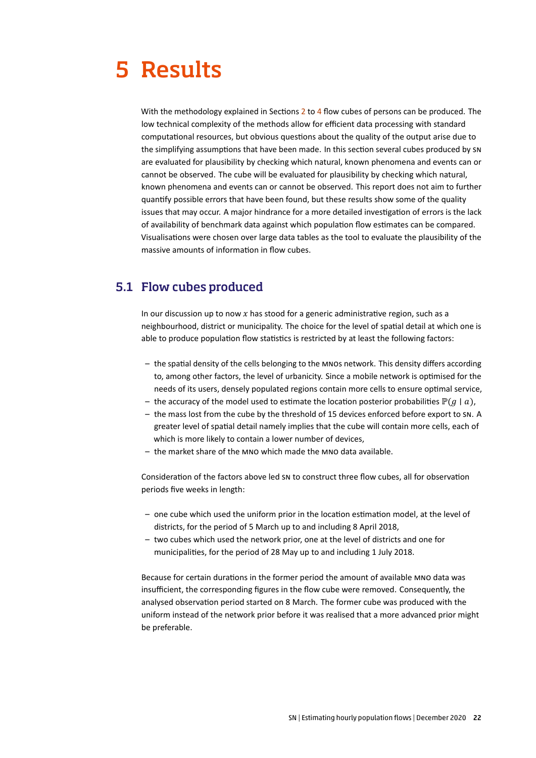# 5 Results

With the methodology explained in Sections 2 to 4 flow cubes of persons can be produced. The low technical complexity of the methods allow for efficient data processing with standard computational resources, but obvious questions about the quality of the output arise due to the simplifying assumptions that have been made. In this section several cubes produced by SN are evaluated for plausibility by checking which natural, known phenomena and events can or cannot be observed. The cube will be evaluated for plausibility by checking which natural, known phenomena and events can or cannot be observed. This report does not aim to further quantify possible errors that have been found, but these results show some of the quality issues that may occur. A major hindrance for a more detailed investigation of errors is the lack of availability of benchmark data against which population flow estimates can be compared. Visualisations were chosen over large data tables as the tool to evaluate the plausibility of the massive amounts of information in flow cubes.

## 5.1 Flow cubes produced

In our discussion up to now $x$ has stood for a generic administrative region, such as a neighbourhood, district or municipality. The choice for the level of spatial detail at which one is able to produce population flow statistics is restricted by at least the following factors:

- the spatial density of the cells belonging to the MNOs network. This density differs according to, among other factors, the level of urbanicity. Since a mobile network is optimised for the needs of its users, densely populated regions contain more cells to ensure optimal service,
- the accuracy of the model used to estimate the location posterior probabilities $\mathbb{P}(g \mid a)$,
- the mass lost from the cube by the threshold of 15 devices enforced before export to SN. A greater level of spatial detail namely implies that the cube will contain more cells, each of which is more likely to contain a lower number of devices,
- the market share of the MNO which made the MNO data available.

Consideration of the factors above led SN to construct three flow cubes, all for observation periods five weeks in length:

- one cube which used the uniform prior in the location estimation model, at the level of districts, for the period of 5 March up to and including 8 April 2018,
- two cubes which used the network prior, one at the level of districts and one for municipalities, for the period of 28 May up to and including 1 July 2018.

Because for certain durations in the former period the amount of available MNO data was insufficient, the corresponding figures in the flow cube were removed. Consequently, the analysed observation period started on 8 March. The former cube was produced with the uniform instead of the network prior before it was realised that a more advanced prior might be preferable.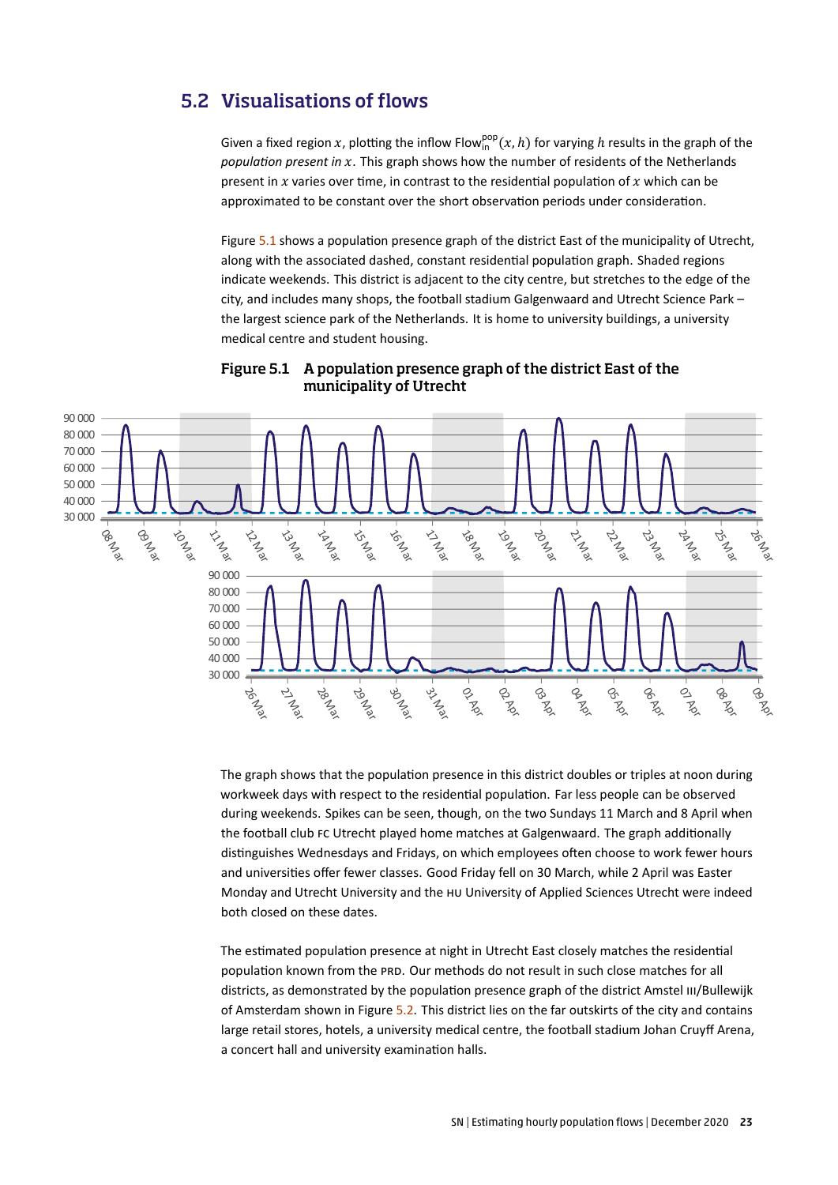## 5.2 Visualisations of flows

Given a fixed region $x$, plotting the inflow $\text{Flow}_{\text{in}}^{\text{pop}}(x, h)$ for varying $h$ results in the graph of the *population present in* $x$. This graph shows how the number of residents of the Netherlands present in $x$ varies over time, in contrast to the residential population of $x$ which can be approximated to be constant over the short observation periods under consideration.

Figure 5.1 shows a population presence graph of the district East of the municipality of Utrecht, along with the associated dashed, constant residential population graph. Shaded regions indicate weekends. This district is adjacent to the city centre, but stretches to the edge of the city, and includes many shops, the football stadium Galgenwaard and Utrecht Science Park – the largest science park of the Netherlands. It is home to university buildings, a university medical centre and student housing.

**Figure 5.1 A population presence graph of the district East of the municipality of Utrecht**

The graph shows that the population presence in this district doubles or triples at noon during workweek days with respect to the residential population. Far less people can be observed during weekends. Spikes can be seen, though, on the two Sundays 11 March and 8 April when the football club FC Utrecht played home matches at Galgenwaard. The graph additionally distinguishes Wednesdays and Fridays, on which employees often choose to work fewer hours and universities offer fewer classes. Good Friday fell on 30 March, while 2 April was Easter Monday and Utrecht University and the HU University of Applied Sciences Utrecht were indeed both closed on these dates.

The estimated population presence at night in Utrecht East closely matches the residential population known from the PRD. Our methods do not result in such close matches for all districts, as demonstrated by the population presence graph of the district Amstel III/Bullewijk of Amsterdam shown in Figure 5.2. This district lies on the far outskirts of the city and contains large retail stores, hotels, a university medical centre, the football stadium Johan Cruyff Arena, a concert hall and university examination halls.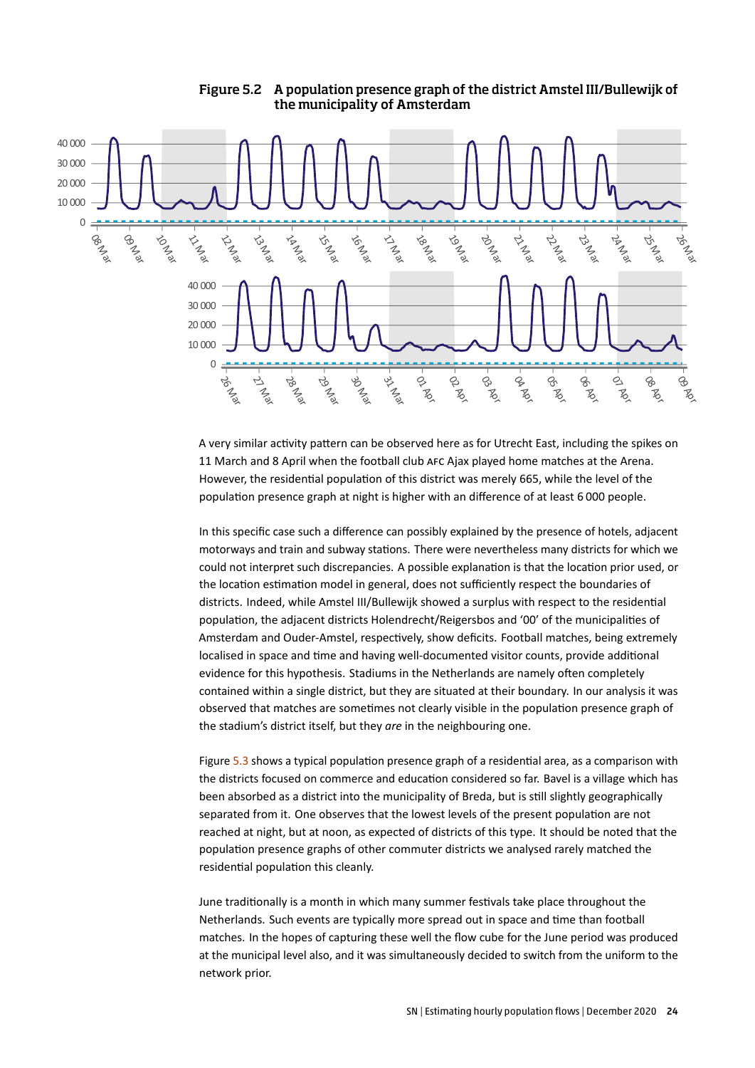**Figure 5.2 A population presence graph of the district Amstel III/Bullewijk of the municipality of Amsterdam**

A very similar activity pattern can be observed here as for Utrecht East, including the spikes on 11 March and 8 April when the football club AFC Ajax played home matches at the Arena. However, the residential population of this district was merely 665, while the level of the population presence graph at night is higher with an difference of at least 6 000 people.

In this specific case such a difference can possibly explained by the presence of hotels, adjacent motorways and train and subway stations. There were nevertheless many districts for which we could not interpret such discrepancies. A possible explanation is that the location prior used, or the location estimation model in general, does not sufficiently respect the boundaries of districts. Indeed, while Amstel III/Bullewijk showed a surplus with respect to the residential population, the adjacent districts Holendrecht/Reigersbos and '00' of the municipalities of Amsterdam and Ouder-Amstel, respectively, show deficits. Football matches, being extremely localised in space and time and having well-documented visitor counts, provide additional evidence for this hypothesis. Stadiums in the Netherlands are namely often completely contained within a single district, but they are situated at their boundary. In our analysis it was observed that matches are sometimes not clearly visible in the population presence graph of the stadium's district itself, but they *are* in the neighbouring one.

Figure 5.3 shows a typical population presence graph of a residential area, as a comparison with the districts focused on commerce and education considered so far. Bavel is a village which has been absorbed as a district into the municipality of Breda, but is still slightly geographically separated from it. One observes that the lowest levels of the present population are not reached at night, but at noon, as expected of districts of this type. It should be noted that the population presence graphs of other commuter districts we analysed rarely matched the residential population this cleanly.

June traditionally is a month in which many summer festivals take place throughout the Netherlands. Such events are typically more spread out in space and time than football matches. In the hopes of capturing these well the flow cube for the June period was produced at the municipal level also, and it was simultaneously decided to switch from the uniform to the network prior.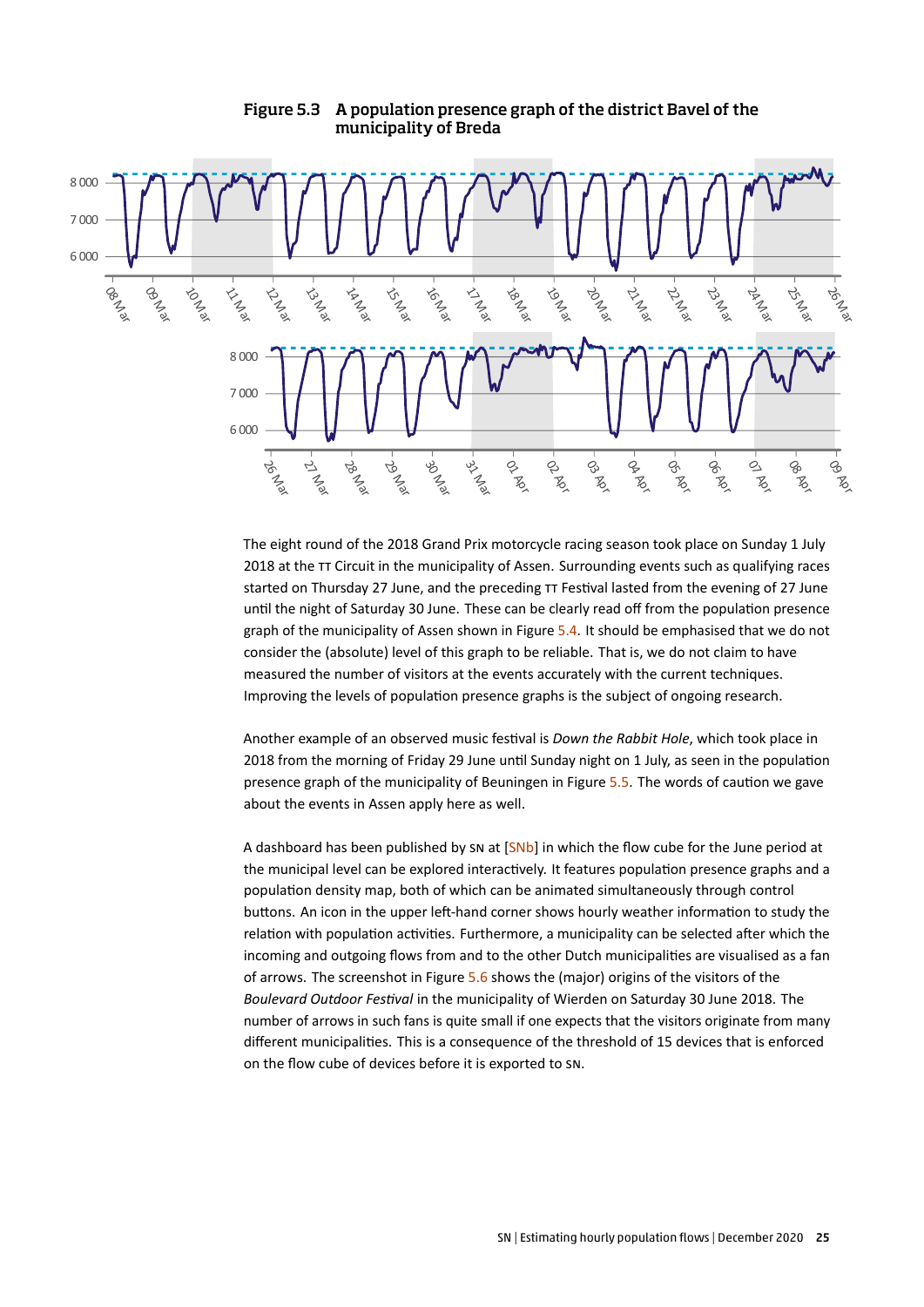**Figure 5.3 A population presence graph of the district Bavel of the municipality of Breda**

The eight round of the 2018 Grand Prix motorcycle racing season took place on Sunday 1 July 2018 at the TT Circuit in the municipality of Assen. Surrounding events such as qualifying races started on Thursday 27 June, and the preceding TT Festival lasted from the evening of 27 June until the night of Saturday 30 June. These can be clearly read off from the population presence graph of the municipality of Assen shown in Figure 5.4. It should be emphasised that we do not consider the (absolute) level of this graph to be reliable. That is, we do not claim to have measured the number of visitors at the events accurately with the current techniques. Improving the levels of population presence graphs is the subject of ongoing research.

Another example of an observed music festival is *Down the Rabbit Hole*, which took place in 2018 from the morning of Friday 29 June until Sunday night on 1 July, as seen in the population presence graph of the municipality of Beuningen in Figure 5.5. The words of caution we gave about the events in Assen apply here as well.

A dashboard has been published by SN at [SNb] in which the flow cube for the June period at the municipal level can be explored interactively. It features population presence graphs and a population density map, both of which can be animated simultaneously through control buttons. An icon in the upper left-hand corner shows hourly weather information to study the relation with population activities. Furthermore, a municipality can be selected after which the incoming and outgoing flows from and to the other Dutch municipalities are visualised as a fan of arrows. The screenshot in Figure 5.6 shows the (major) origins of the visitors of the *Boulevard Outdoor Festival* in the municipality of Wierden on Saturday 30 June 2018. The number of arrows in such fans is quite small if one expects that the visitors originate from many different municipalities. This is a consequence of the threshold of 15 devices that is enforced on the flow cube of devices before it is exported to SN.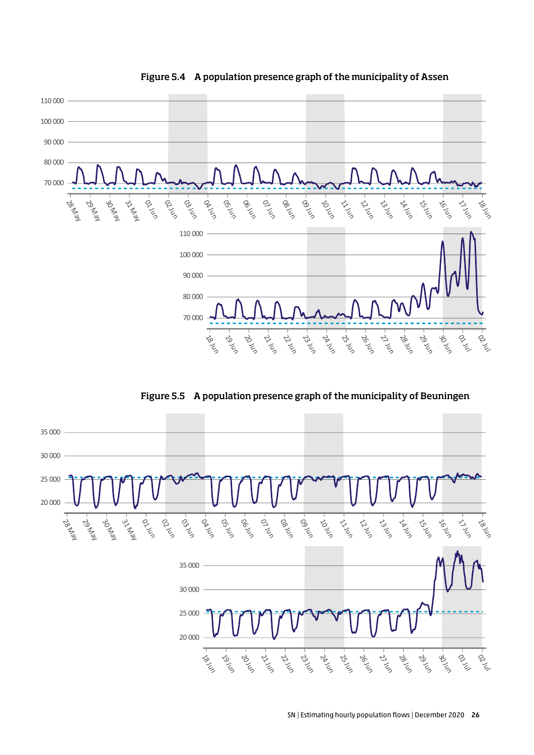**Figure 5.4 A population presence graph of the municipality of Assen**

**Figure 5.5 A population presence graph of the municipality of Beuningen**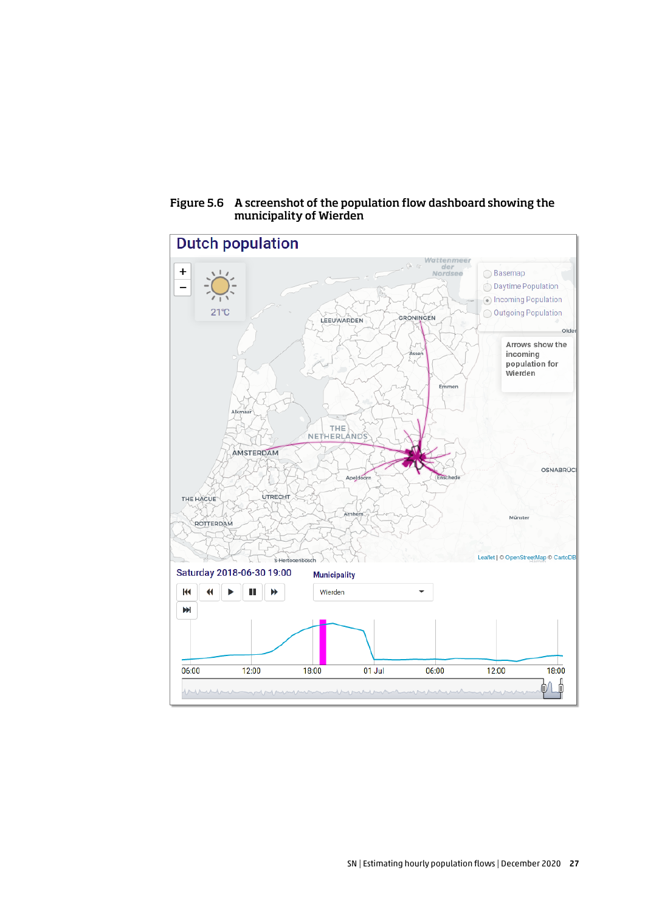**Figure 5.6 A screenshot of the population flow dashboard showing the municipality of Wierden**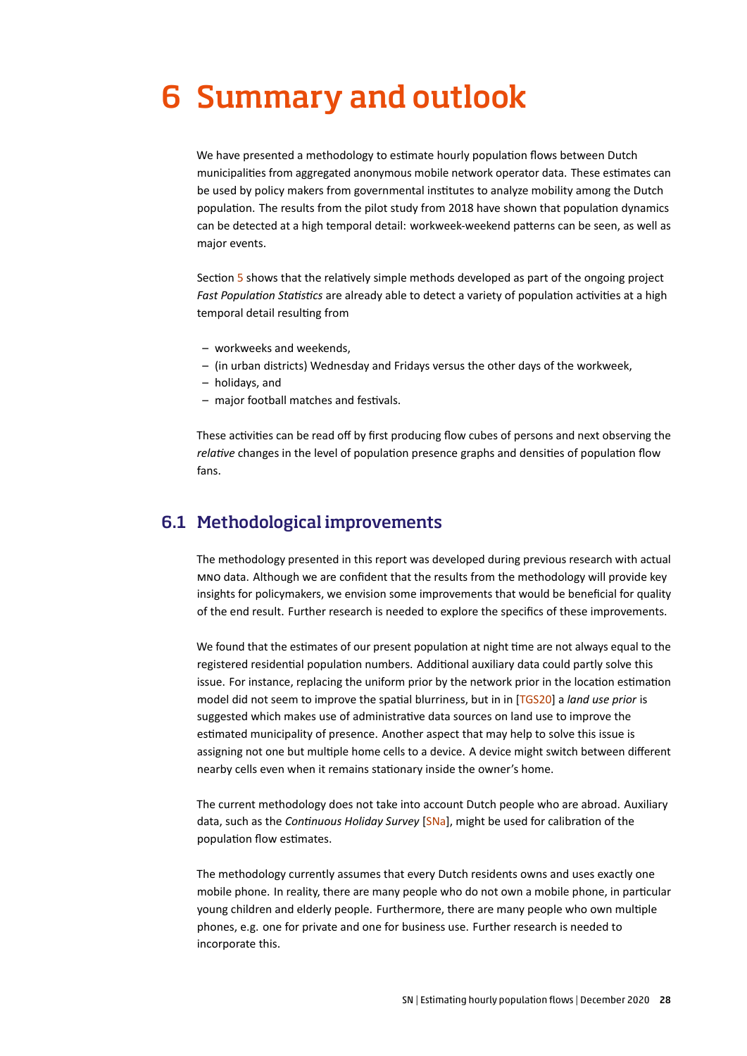# 6 Summary and outlook

We have presented a methodology to estimate hourly population flows between Dutch municipalities from aggregated anonymous mobile network operator data. These estimates can be used by policy makers from governmental institutes to analyze mobility among the Dutch population. The results from the pilot study from 2018 have shown that population dynamics can be detected at a high temporal detail: workweek-weekend patterns can be seen, as well as major events.

Section 5 shows that the relatively simple methods developed as part of the ongoing project *Fast Population Statistics* are already able to detect a variety of population activities at a high temporal detail resulting from

- workweeks and weekends,
- (in urban districts) Wednesday and Fridays versus the other days of the workweek,
- holidays, and
- major football matches and festivals.

These activities can be read off by first producing flow cubes of persons and next observing the *relative* changes in the level of population presence graphs and densities of population flow fans.

## 6.1 Methodological improvements

The methodology presented in this report was developed during previous research with actual MNO data. Although we are confident that the results from the methodology will provide key insights for policymakers, we envision some improvements that would be beneficial for quality of the end result. Further research is needed to explore the specifics of these improvements.

We found that the estimates of our present population at night time are not always equal to the registered residential population numbers. Additional auxiliary data could partly solve this issue. For instance, replacing the uniform prior by the network prior in the location estimation model did not seem to improve the spatial blurriness, but in in [TGS20] a *land use prior* is suggested which makes use of administrative data sources on land use to improve the estimated municipality of presence. Another aspect that may help to solve this issue is assigning not one but multiple home cells to a device. A device might switch between different nearby cells even when it remains stationary inside the owner's home.

The current methodology does not take into account Dutch people who are abroad. Auxiliary data, such as the *Continuous Holiday Survey* [SNa], might be used for calibration of the population flow estimates.

The methodology currently assumes that every Dutch residents owns and uses exactly one mobile phone. In reality, there are many people who do not own a mobile phone, in particular young children and elderly people. Furthermore, there are many people who own multiple phones, e.g. one for private and one for business use. Further research is needed to incorporate this.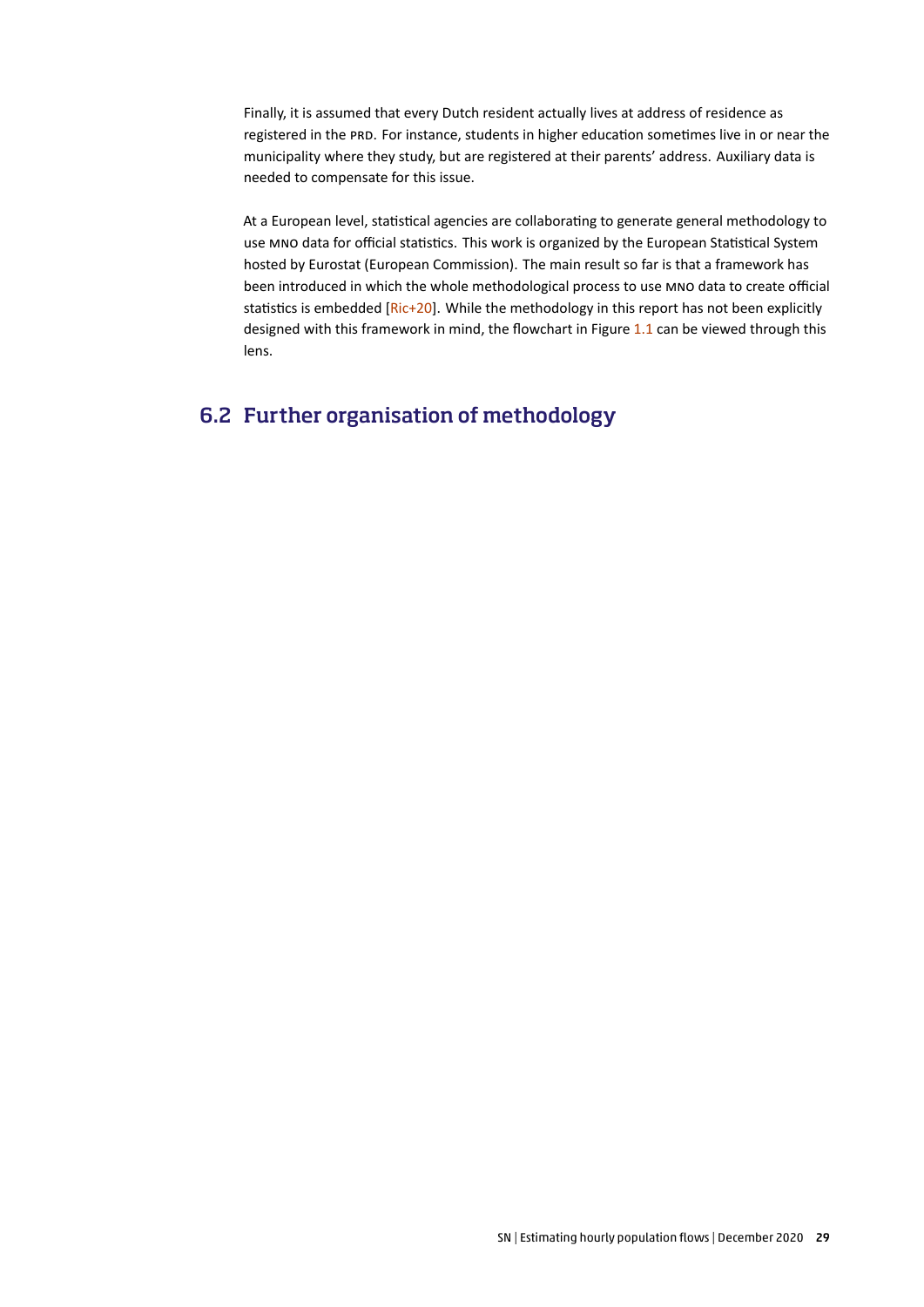Finally, it is assumed that every Dutch resident actually lives at address of residence as registered in the PRD. For instance, students in higher education sometimes live in or near the municipality where they study, but are registered at their parents' address. Auxiliary data is needed to compensate for this issue.

At a European level, statistical agencies are collaborating to generate general methodology to use MNO data for official statistics. This work is organized by the European Statistical System hosted by Eurostat (European Commission). The main result so far is that a framework has been introduced in which the whole methodological process to use MNO data to create official statistics is embedded [Ric+20]. While the methodology in this report has not been explicitly designed with this framework in mind, the flowchart in Figure 1.1 can be viewed through this lens.

## 6.2 Further organisation of methodology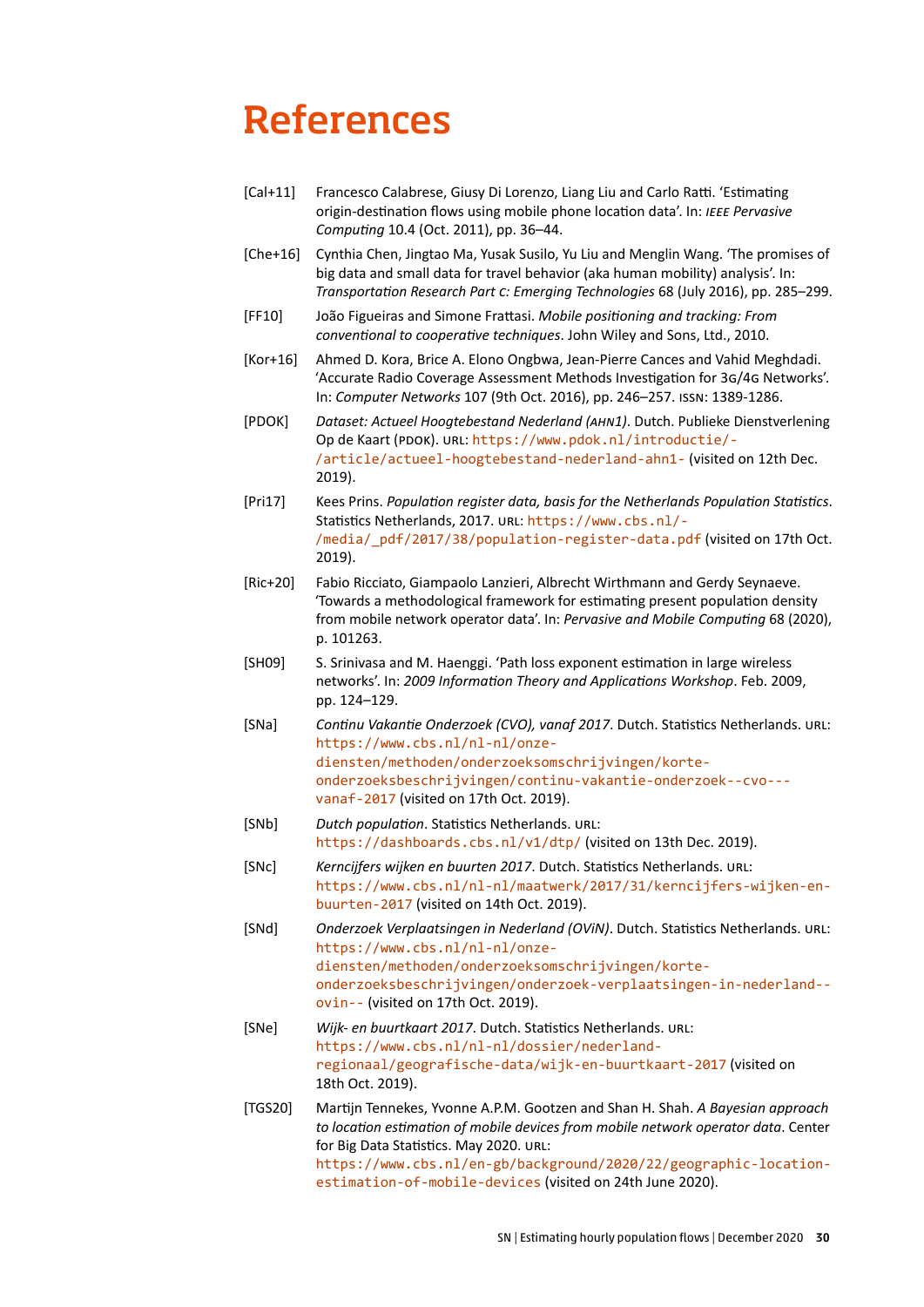# References

[Cal+11] Francesco Calabrese, Giusy Di Lorenzo, Liang Liu and Carlo Ratti. 'Estimating origin-destination flows using mobile phone location data'. In: *IEEE Pervasive Computing* 10.4 (Oct. 2011), pp. 36–44.

[Che+16] Cynthia Chen, Jingtao Ma, Yusak Susilo, Yu Liu and Menglin Wang. 'The promises of big data and small data for travel behavior (aka human mobility) analysis'. In: *Transportation Research Part C: Emerging Technologies* 68 (July 2016), pp. 285–299.

[FF10] João Figueiras and Simone Frattasi. *Mobile positioning and tracking: From conventional to cooperative techniques*. John Wiley and Sons, Ltd., 2010.

[Kor+16] Ahmed D. Kora, Brice A. Elono Ongbwa, Jean-Pierre Cances and Vahid Meghdadi. 'Accurate Radio Coverage Assessment Methods Investigation for 3G/4G Networks'. In: *Computer Networks* 107 (9th Oct. 2016), pp. 246–257. ISSN: 1389-1286.

[PDOK] *Dataset: Actueel Hoogtebestand Nederland (AHN1)*. Dutch. Publieke Dienstverlening Op de Kaart (PDOK). URL: https://www.pdok.nl/introductie/-/article/actueel-hoogtebestand-nederland-ahn1- (visited on 12th Dec. 2019).

[Pri17] Kees Prins. *Population register data, basis for the Netherlands Population Statistics*. Statistics Netherlands, 2017. URL: https://www.cbs.nl/-/media/_pdf/2017/38/population-register-data.pdf (visited on 17th Oct. 2019).

[Ric+20] Fabio Ricciato, Giampaolo Lanzieri, Albrecht Wirthmann and Gerdy Seynaeve. 'Towards a methodological framework for estimating present population density from mobile network operator data'. In: *Pervasive and Mobile Computing* 68 (2020), p. 101263.

[SH09] S. Srinivasa and M. Haenggi. 'Path loss exponent estimation in large wireless networks'. In: *2009 Information Theory and Applications Workshop*. Feb. 2009, pp. 124–129.

[SNa] *Continu Vakantie Onderzoek (CVO), vanaf 2017*. Dutch. Statistics Netherlands. URL: https://www.cbs.nl/nl-nl/onze-diensten/methoden/onderzoeksomschrijvingen/korte-onderzoeksbeschrijvingen/continu-vakantie-onderzoek--cvo---vanaf-2017 (visited on 17th Oct. 2019).

[SNb] *Dutch population*. Statistics Netherlands. URL: https://dashboards.cbs.nl/v1/dtp/ (visited on 13th Dec. 2019).

[SNc] *Kerncijfers wijken en buurten 2017*. Dutch. Statistics Netherlands. URL: https://www.cbs.nl/nl-nl/maatwerk/2017/31/kerncijfers-wijken-en-buurten-2017 (visited on 14th Oct. 2019).

[SNd] *Onderzoek Verplaatsingen in Nederland (OViN)*. Dutch. Statistics Netherlands. URL: https://www.cbs.nl/nl-nl/onze-diensten/methoden/onderzoeksomschrijvingen/korte-onderzoeksbeschrijvingen/onderzoek-verplaatsingen-in-nederland--ovin-- (visited on 17th Oct. 2019).

[SNe] *Wijk- en buurtkaart 2017*. Dutch. Statistics Netherlands. URL: https://www.cbs.nl/nl-nl/dossier/nederland-regionaal/geografische-data/wijk-en-buurtkaart-2017 (visited on 18th Oct. 2019).

[TGS20] Martijn Tennekes, Yvonne A.P.M. Gootzen and Shan H. Shah. *A Bayesian approach to location estimation of mobile devices from mobile network operator data*. Center for Big Data Statistics. May 2020. URL: https://www.cbs.nl/en-gb/background/2020/22/geographic-location-estimation-of-mobile-devices (visited on 24th June 2020).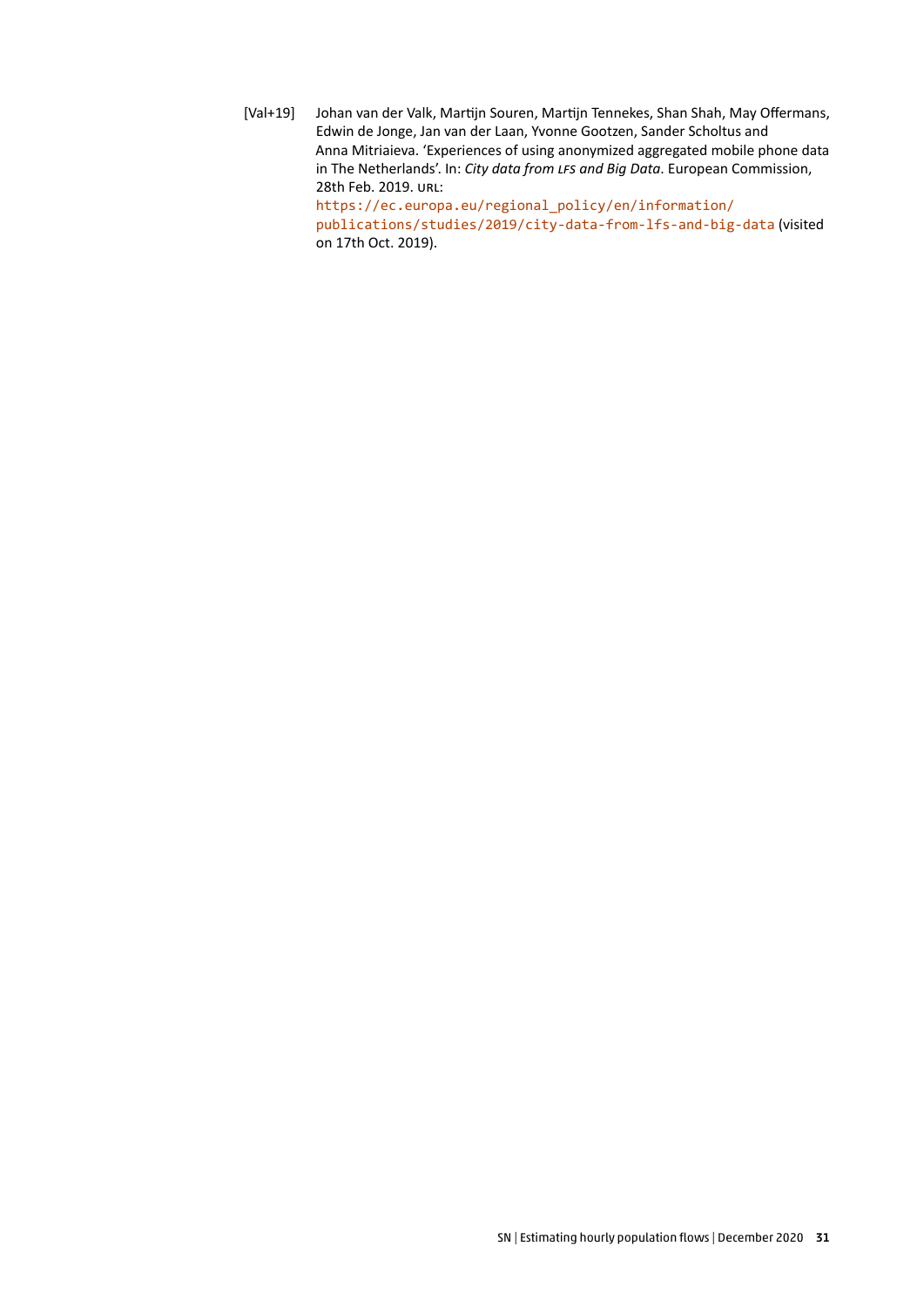[Val+19] Johan van der Valk, Martijn Souren, Martijn Tennekes, Shan Shah, May Offermans, Edwin de Jonge, Jan van der Laan, Yvonne Gootzen, Sander Scholtus and Anna Mitriaieva. 'Experiences of using anonymized aggregated mobile phone data in The Netherlands'. In: *City data from LFS and Big Data*. European Commission, 28th Feb. 2019. URL: https://ec.europa.eu/regional_policy/en/information/publications/studies/2019/city-data-from-lfs-and-big-data (visited on 17th Oct. 2019).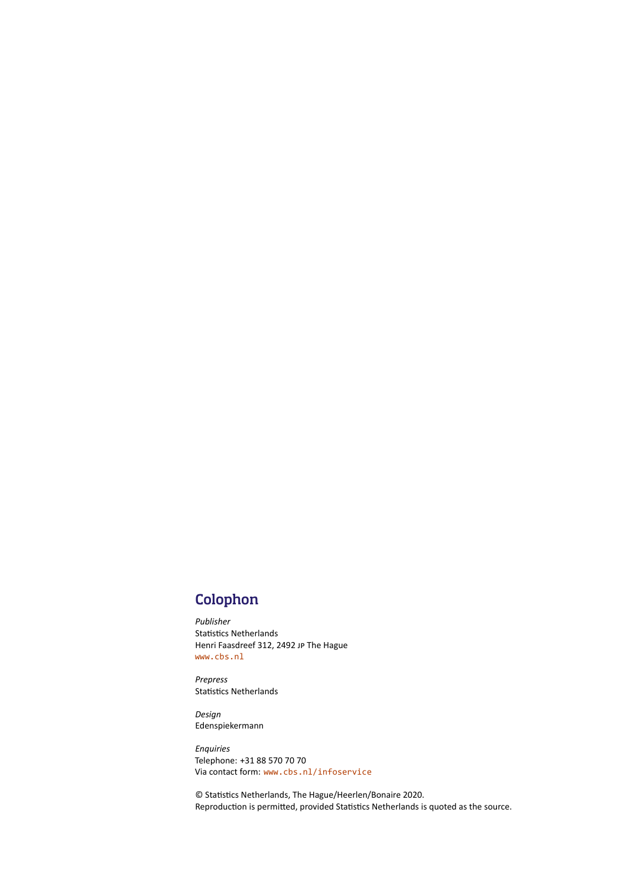## Colophon

*Publisher*
Statistics Netherlands
Henri Faasdreef 312, 2492 JP The Hague
www.cbs.nl

*Prepress*
Statistics Netherlands

*Design*
Edenspiekermann

*Enquiries*
Telephone: +31 88 570 70 70
Via contact form: www.cbs.nl/infoservice

© Statistics Netherlands, The Hague/Heerlen/Bonaire 2020.
Reproduction is permitted, provided Statistics Netherlands is quoted as the source.